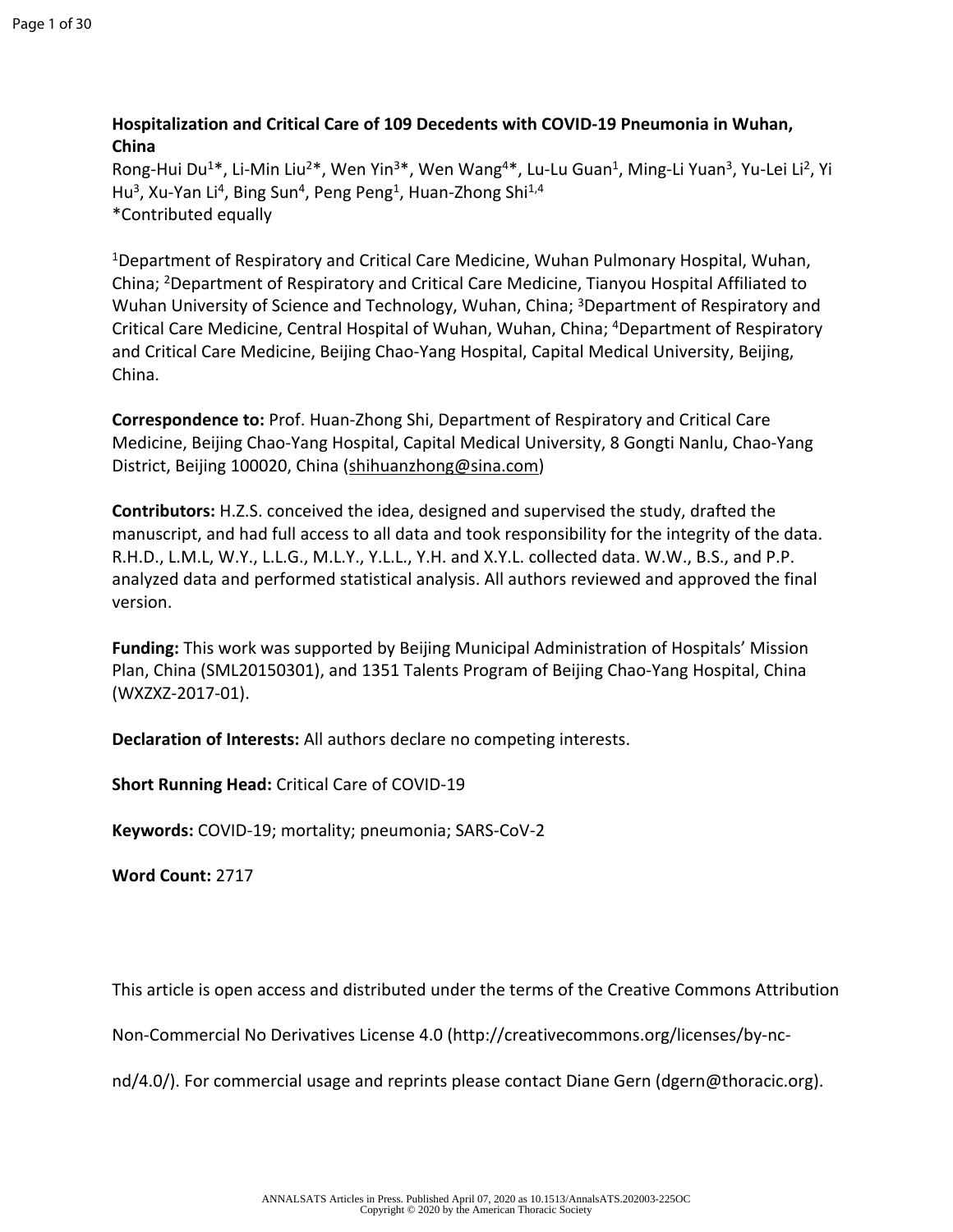**Hospitalization and Critical Care of 109 Decedents with COVID-19 Pneumonia in Wuhan, China**

Rong-Hui Du[1]*, Li-Min Liu[2]*, Wen Yin[3]*, Wen Wang[4]*, Lu-Lu Guan[1], Ming-Li Yuan[3], Yu-Lei Li[2], Yi Hu[3], Xu-Yan Li[4], Bing Sun[4], Peng Peng[1], Huan-Zhong Shi[1,4]

*Contributed equally

[1]Department of Respiratory and Critical Care Medicine, Wuhan Pulmonary Hospital, Wuhan, China; [2]Department of Respiratory and Critical Care Medicine, Tianyou Hospital Affiliated to Wuhan University of Science and Technology, Wuhan, China; [3]Department of Respiratory and Critical Care Medicine, Central Hospital of Wuhan, Wuhan, China; [4]Department of Respiratory and Critical Care Medicine, Beijing Chao-Yang Hospital, Capital Medical University, Beijing, China.

**Correspondence to:** Prof. Huan-Zhong Shi, Department of Respiratory and Critical Care Medicine, Beijing Chao-Yang Hospital, Capital Medical University, 8 Gongti Nanlu, Chao-Yang District, Beijing 100020, China (shihuanzhong@sina.com)

**Contributors:** H.Z.S. conceived the idea, designed and supervised the study, drafted the manuscript, and had full access to all data and took responsibility for the integrity of the data. R.H.D., L.M.L, W.Y., L.L.G., M.L.Y., Y.L.L., Y.H. and X.Y.L. collected data. W.W., B.S., and P.P. analyzed data and performed statistical analysis. All authors reviewed and approved the final version.

**Funding:** This work was supported by Beijing Municipal Administration of Hospitals' Mission Plan, China (SML20150301), and 1351 Talents Program of Beijing Chao-Yang Hospital, China (WXZXZ-2017-01).

**Declaration of Interests:** All authors declare no competing interests.

**Short Running Head:** Critical Care of COVID-19

**Keywords:** COVID-19; mortality; pneumonia; SARS-CoV-2

**Word Count:** 2717

This article is open access and distributed under the terms of the Creative Commons Attribution Non-Commercial No Derivatives License 4.0 (http://creativecommons.org/licenses/by-nc-nd/4.0/). For commercial usage and reprints please contact Diane Gern (dgern@thoracic.org).

ANNALSATS Articles in Press. Published April 07, 2020 as 10.1513/AnnalsATS.202003-225OC
Copyright © 2020 by the American Thoracic Society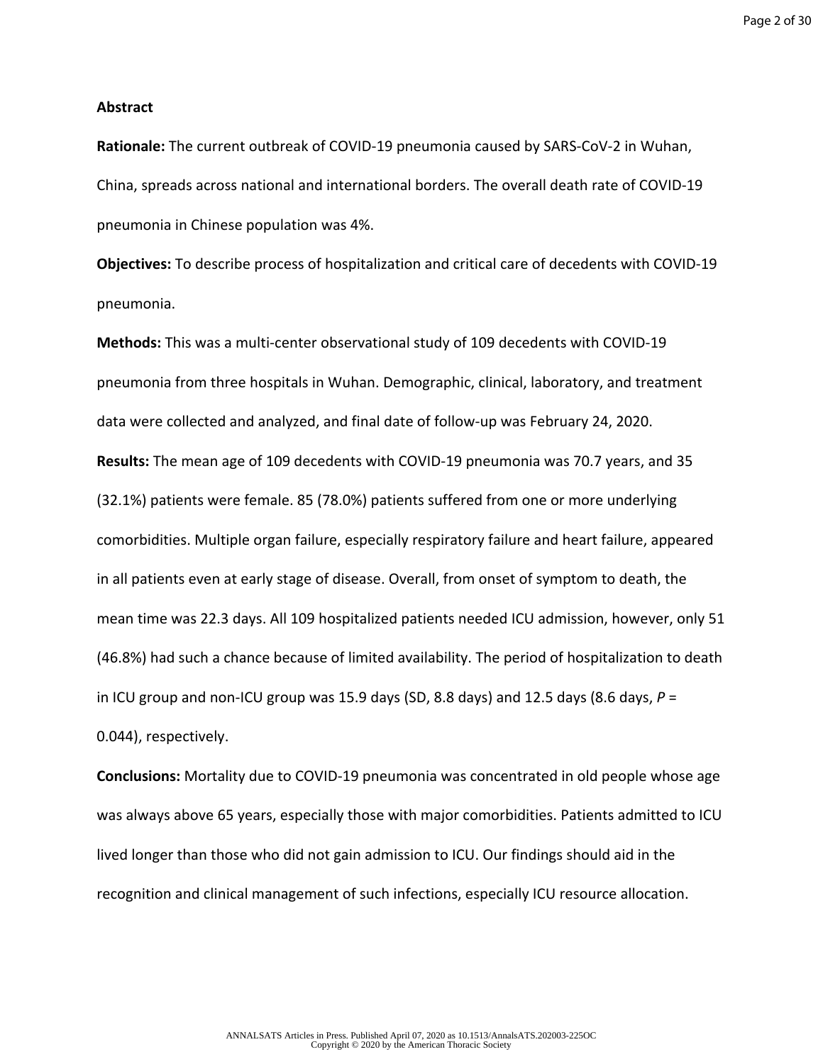## Abstract

**Rationale:** The current outbreak of COVID-19 pneumonia caused by SARS-CoV-2 in Wuhan, China, spreads across national and international borders. The overall death rate of COVID-19 pneumonia in Chinese population was 4%.

**Objectives:** To describe process of hospitalization and critical care of decedents with COVID-19 pneumonia.

**Methods:** This was a multi-center observational study of 109 decedents with COVID-19 pneumonia from three hospitals in Wuhan. Demographic, clinical, laboratory, and treatment data were collected and analyzed, and final date of follow-up was February 24, 2020.

**Results:** The mean age of 109 decedents with COVID-19 pneumonia was 70.7 years, and 35 (32.1%) patients were female. 85 (78.0%) patients suffered from one or more underlying comorbidities. Multiple organ failure, especially respiratory failure and heart failure, appeared in all patients even at early stage of disease. Overall, from onset of symptom to death, the mean time was 22.3 days. All 109 hospitalized patients needed ICU admission, however, only 51 (46.8%) had such a chance because of limited availability. The period of hospitalization to death in ICU group and non-ICU group was 15.9 days (SD, 8.8 days) and 12.5 days (8.6 days, *P* = 0.044), respectively.

**Conclusions:** Mortality due to COVID-19 pneumonia was concentrated in old people whose age was always above 65 years, especially those with major comorbidities. Patients admitted to ICU lived longer than those who did not gain admission to ICU. Our findings should aid in the recognition and clinical management of such infections, especially ICU resource allocation.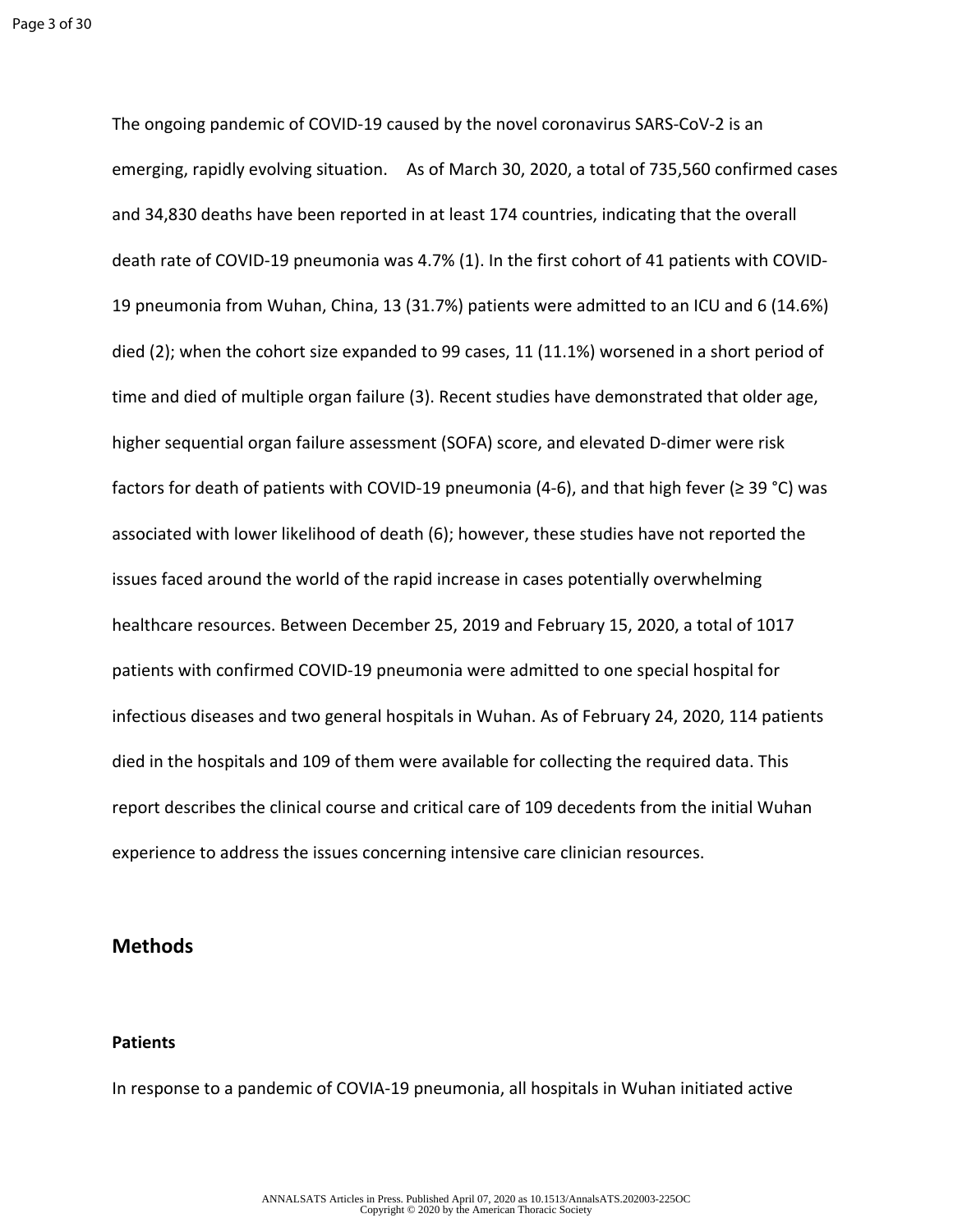The ongoing pandemic of COVID-19 caused by the novel coronavirus SARS-CoV-2 is an emerging, rapidly evolving situation. As of March 30, 2020, a total of 735,560 confirmed cases and 34,830 deaths have been reported in at least 174 countries, indicating that the overall death rate of COVID-19 pneumonia was 4.7% (1). In the first cohort of 41 patients with COVID-19 pneumonia from Wuhan, China, 13 (31.7%) patients were admitted to an ICU and 6 (14.6%) died (2); when the cohort size expanded to 99 cases, 11 (11.1%) worsened in a short period of time and died of multiple organ failure (3). Recent studies have demonstrated that older age, higher sequential organ failure assessment (SOFA) score, and elevated D-dimer were risk factors for death of patients with COVID-19 pneumonia (4-6), and that high fever (≥ 39 °C) was associated with lower likelihood of death (6); however, these studies have not reported the issues faced around the world of the rapid increase in cases potentially overwhelming healthcare resources. Between December 25, 2019 and February 15, 2020, a total of 1017 patients with confirmed COVID-19 pneumonia were admitted to one special hospital for infectious diseases and two general hospitals in Wuhan. As of February 24, 2020, 114 patients died in the hospitals and 109 of them were available for collecting the required data. This report describes the clinical course and critical care of 109 decedents from the initial Wuhan experience to address the issues concerning intensive care clinician resources.

## Methods

### Patients

In response to a pandemic of COVIA-19 pneumonia, all hospitals in Wuhan initiated active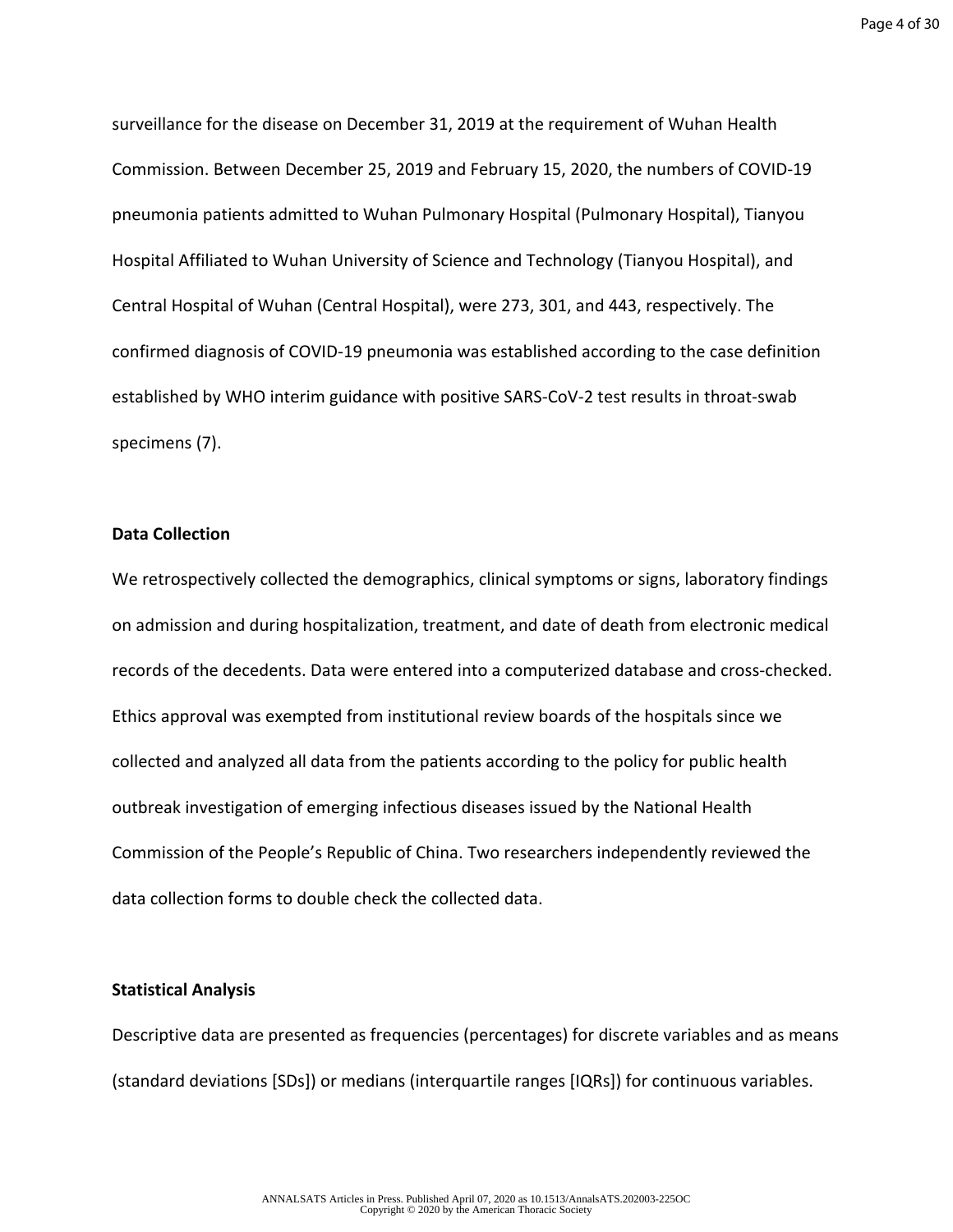surveillance for the disease on December 31, 2019 at the requirement of Wuhan Health Commission. Between December 25, 2019 and February 15, 2020, the numbers of COVID-19 pneumonia patients admitted to Wuhan Pulmonary Hospital (Pulmonary Hospital), Tianyou Hospital Affiliated to Wuhan University of Science and Technology (Tianyou Hospital), and Central Hospital of Wuhan (Central Hospital), were 273, 301, and 443, respectively. The confirmed diagnosis of COVID-19 pneumonia was established according to the case definition established by WHO interim guidance with positive SARS-CoV-2 test results in throat-swab specimens (7).

**Data Collection**

We retrospectively collected the demographics, clinical symptoms or signs, laboratory findings on admission and during hospitalization, treatment, and date of death from electronic medical records of the decedents. Data were entered into a computerized database and cross-checked. Ethics approval was exempted from institutional review boards of the hospitals since we collected and analyzed all data from the patients according to the policy for public health outbreak investigation of emerging infectious diseases issued by the National Health Commission of the People's Republic of China. Two researchers independently reviewed the data collection forms to double check the collected data.

**Statistical Analysis**

Descriptive data are presented as frequencies (percentages) for discrete variables and as means (standard deviations [SDs]) or medians (interquartile ranges [IQRs]) for continuous variables.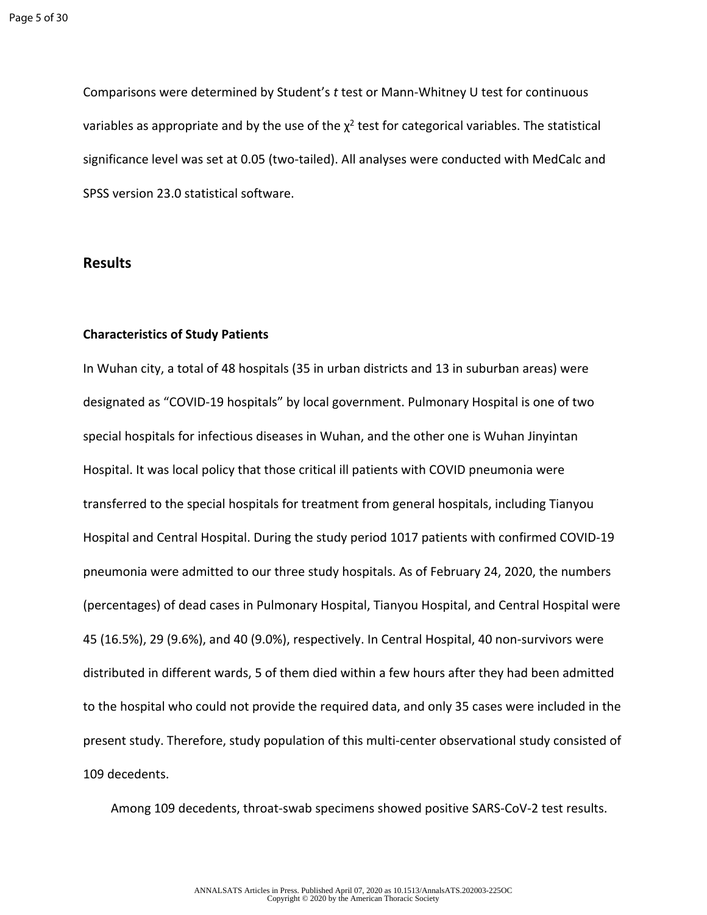Comparisons were determined by Student's *t* test or Mann-Whitney U test for continuous variables as appropriate and by the use of the $\chi^2$ test for categorical variables. The statistical significance level was set at 0.05 (two-tailed). All analyses were conducted with MedCalc and SPSS version 23.0 statistical software.

## Results

### Characteristics of Study Patients

In Wuhan city, a total of 48 hospitals (35 in urban districts and 13 in suburban areas) were designated as "COVID-19 hospitals" by local government. Pulmonary Hospital is one of two special hospitals for infectious diseases in Wuhan, and the other one is Wuhan Jinyintan Hospital. It was local policy that those critical ill patients with COVID pneumonia were transferred to the special hospitals for treatment from general hospitals, including Tianyou Hospital and Central Hospital. During the study period 1017 patients with confirmed COVID-19 pneumonia were admitted to our three study hospitals. As of February 24, 2020, the numbers (percentages) of dead cases in Pulmonary Hospital, Tianyou Hospital, and Central Hospital were 45 (16.5%), 29 (9.6%), and 40 (9.0%), respectively. In Central Hospital, 40 non-survivors were distributed in different wards, 5 of them died within a few hours after they had been admitted to the hospital who could not provide the required data, and only 35 cases were included in the present study. Therefore, study population of this multi-center observational study consisted of 109 decedents.

Among 109 decedents, throat-swab specimens showed positive SARS-CoV-2 test results.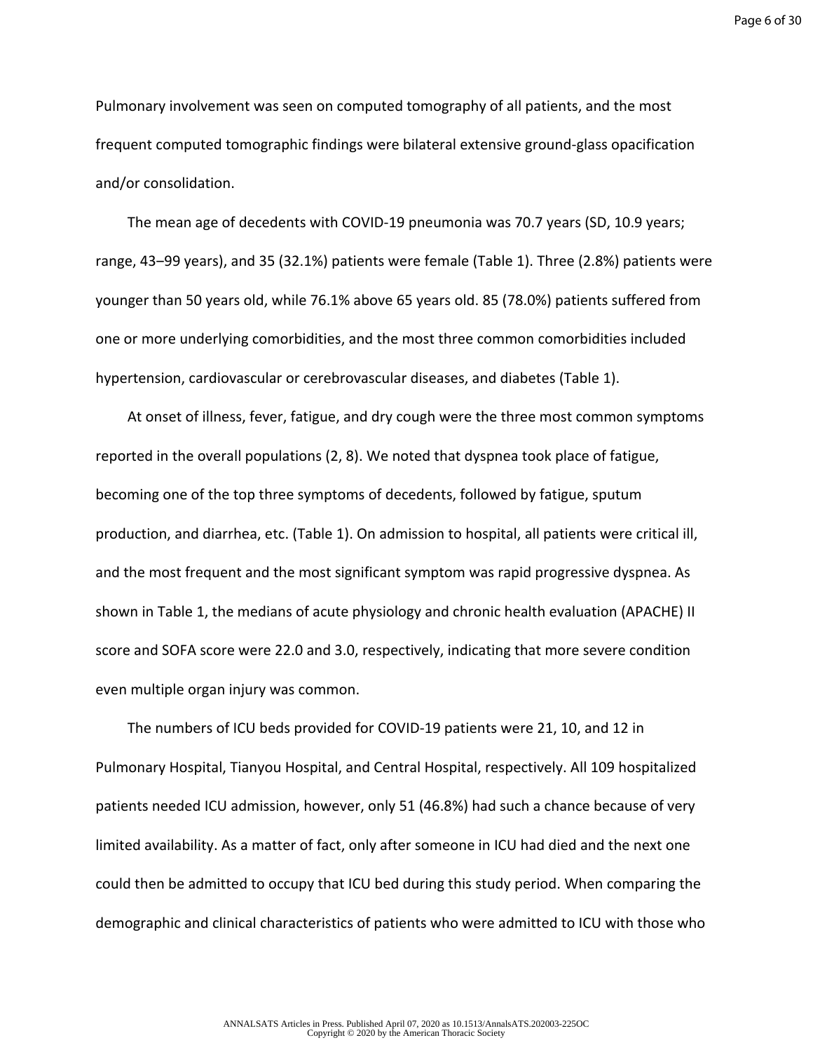Pulmonary involvement was seen on computed tomography of all patients, and the most frequent computed tomographic findings were bilateral extensive ground-glass opacification and/or consolidation.

The mean age of decedents with COVID-19 pneumonia was 70.7 years (SD, 10.9 years; range, 43–99 years), and 35 (32.1%) patients were female (Table 1). Three (2.8%) patients were younger than 50 years old, while 76.1% above 65 years old. 85 (78.0%) patients suffered from one or more underlying comorbidities, and the most three common comorbidities included hypertension, cardiovascular or cerebrovascular diseases, and diabetes (Table 1).

At onset of illness, fever, fatigue, and dry cough were the three most common symptoms reported in the overall populations (2, 8). We noted that dyspnea took place of fatigue, becoming one of the top three symptoms of decedents, followed by fatigue, sputum production, and diarrhea, etc. (Table 1). On admission to hospital, all patients were critical ill, and the most frequent and the most significant symptom was rapid progressive dyspnea. As shown in Table 1, the medians of acute physiology and chronic health evaluation (APACHE) II score and SOFA score were 22.0 and 3.0, respectively, indicating that more severe condition even multiple organ injury was common.

The numbers of ICU beds provided for COVID-19 patients were 21, 10, and 12 in Pulmonary Hospital, Tianyou Hospital, and Central Hospital, respectively. All 109 hospitalized patients needed ICU admission, however, only 51 (46.8%) had such a chance because of very limited availability. As a matter of fact, only after someone in ICU had died and the next one could then be admitted to occupy that ICU bed during this study period. When comparing the demographic and clinical characteristics of patients who were admitted to ICU with those who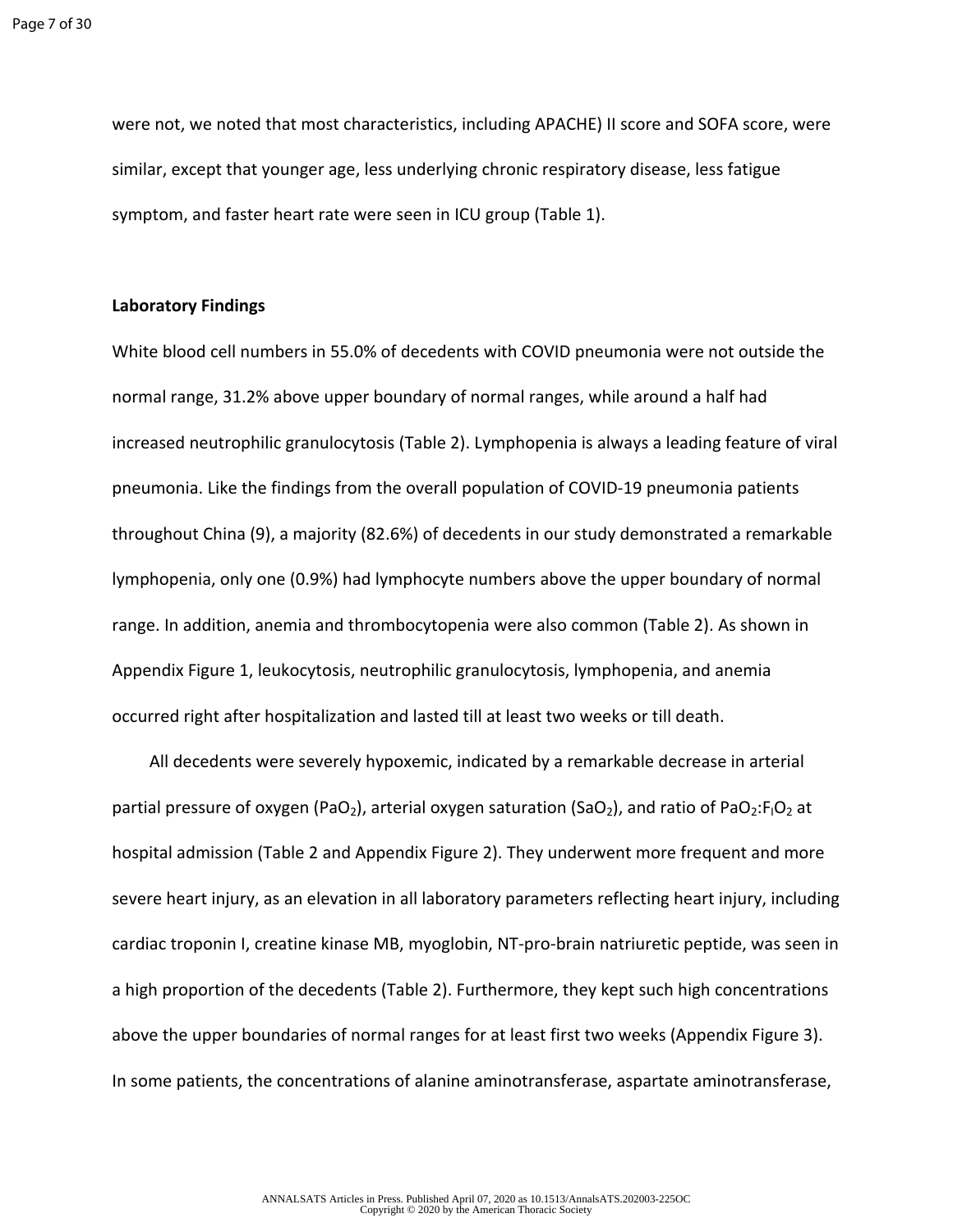were not, we noted that most characteristics, including APACHE) II score and SOFA score, were similar, except that younger age, less underlying chronic respiratory disease, less fatigue symptom, and faster heart rate were seen in ICU group (Table 1).

**Laboratory Findings**

White blood cell numbers in 55.0% of decedents with COVID pneumonia were not outside the normal range, 31.2% above upper boundary of normal ranges, while around a half had increased neutrophilic granulocytosis (Table 2). Lymphopenia is always a leading feature of viral pneumonia. Like the findings from the overall population of COVID-19 pneumonia patients throughout China (9), a majority (82.6%) of decedents in our study demonstrated a remarkable lymphopenia, only one (0.9%) had lymphocyte numbers above the upper boundary of normal range. In addition, anemia and thrombocytopenia were also common (Table 2). As shown in Appendix Figure 1, leukocytosis, neutrophilic granulocytosis, lymphopenia, and anemia occurred right after hospitalization and lasted till at least two weeks or till death.

All decedents were severely hypoxemic, indicated by a remarkable decrease in arterial partial pressure of oxygen ($PaO_2$), arterial oxygen saturation ($SaO_2$), and ratio of $PaO_2$:$F_IO_2$ at hospital admission (Table 2 and Appendix Figure 2). They underwent more frequent and more severe heart injury, as an elevation in all laboratory parameters reflecting heart injury, including cardiac troponin I, creatine kinase MB, myoglobin, NT-pro-brain natriuretic peptide, was seen in a high proportion of the decedents (Table 2). Furthermore, they kept such high concentrations above the upper boundaries of normal ranges for at least first two weeks (Appendix Figure 3). In some patients, the concentrations of alanine aminotransferase, aspartate aminotransferase,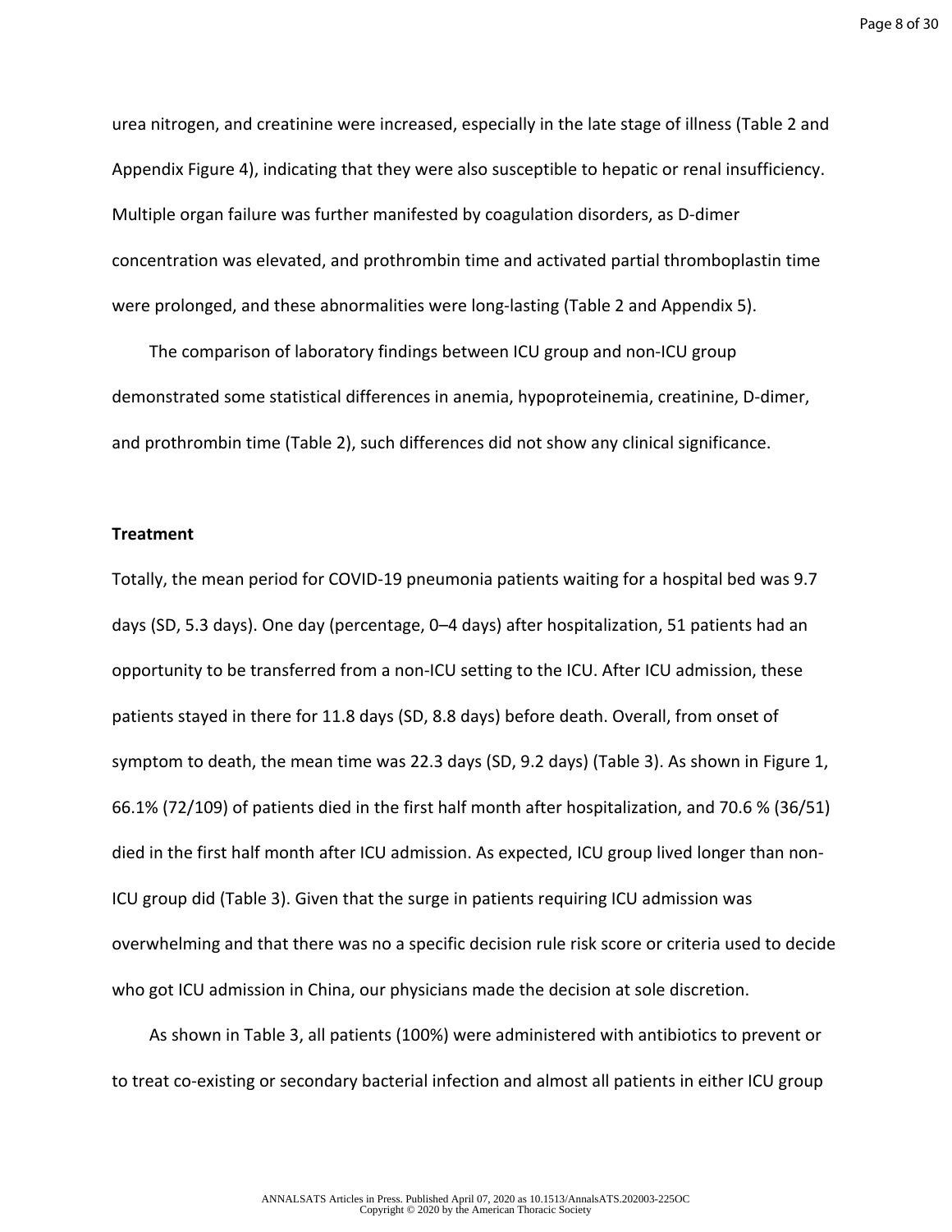urea nitrogen, and creatinine were increased, especially in the late stage of illness (Table 2 and Appendix Figure 4), indicating that they were also susceptible to hepatic or renal insufficiency. Multiple organ failure was further manifested by coagulation disorders, as D-dimer concentration was elevated, and prothrombin time and activated partial thromboplastin time were prolonged, and these abnormalities were long-lasting (Table 2 and Appendix 5).

The comparison of laboratory findings between ICU group and non-ICU group demonstrated some statistical differences in anemia, hypoproteinemia, creatinine, D-dimer, and prothrombin time (Table 2), such differences did not show any clinical significance.

**Treatment**

Totally, the mean period for COVID-19 pneumonia patients waiting for a hospital bed was 9.7 days (SD, 5.3 days). One day (percentage, 0–4 days) after hospitalization, 51 patients had an opportunity to be transferred from a non-ICU setting to the ICU. After ICU admission, these patients stayed in there for 11.8 days (SD, 8.8 days) before death. Overall, from onset of symptom to death, the mean time was 22.3 days (SD, 9.2 days) (Table 3). As shown in Figure 1, 66.1% (72/109) of patients died in the first half month after hospitalization, and 70.6 % (36/51) died in the first half month after ICU admission. As expected, ICU group lived longer than non-ICU group did (Table 3). Given that the surge in patients requiring ICU admission was overwhelming and that there was no a specific decision rule risk score or criteria used to decide who got ICU admission in China, our physicians made the decision at sole discretion.

As shown in Table 3, all patients (100%) were administered with antibiotics to prevent or to treat co-existing or secondary bacterial infection and almost all patients in either ICU group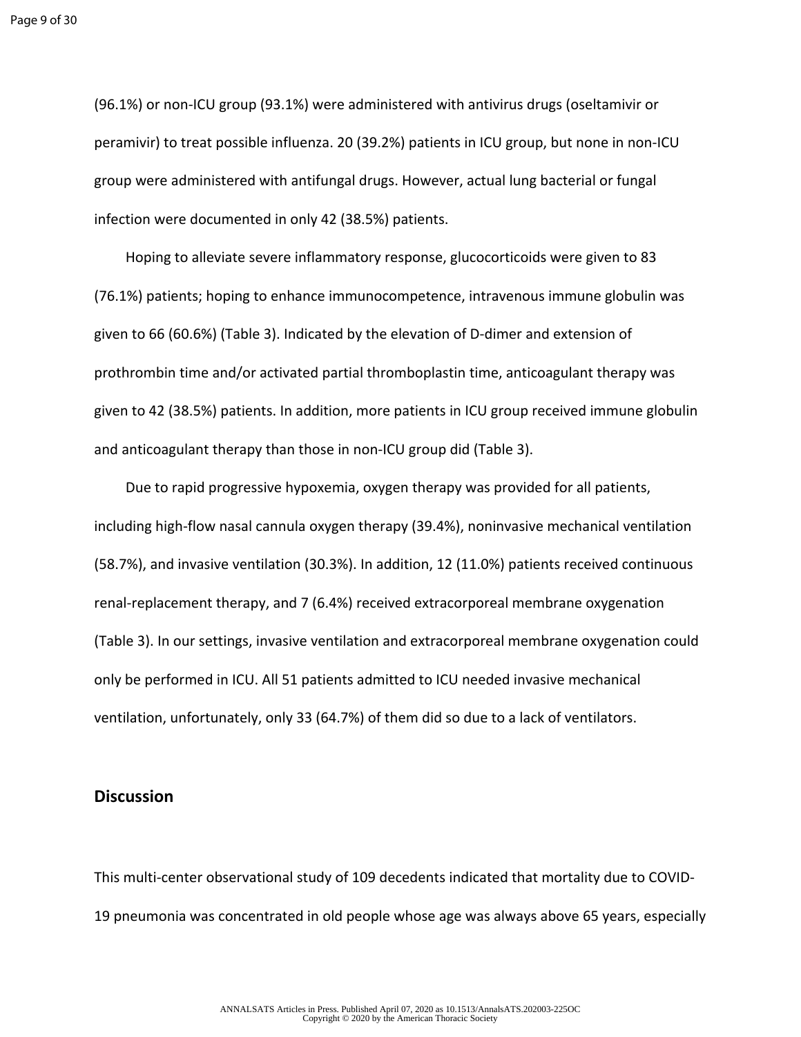(96.1%) or non-ICU group (93.1%) were administered with antivirus drugs (oseltamivir or peramivir) to treat possible influenza. 20 (39.2%) patients in ICU group, but none in non-ICU group were administered with antifungal drugs. However, actual lung bacterial or fungal infection were documented in only 42 (38.5%) patients.

Hoping to alleviate severe inflammatory response, glucocorticoids were given to 83 (76.1%) patients; hoping to enhance immunocompetence, intravenous immune globulin was given to 66 (60.6%) (Table 3). Indicated by the elevation of D-dimer and extension of prothrombin time and/or activated partial thromboplastin time, anticoagulant therapy was given to 42 (38.5%) patients. In addition, more patients in ICU group received immune globulin and anticoagulant therapy than those in non-ICU group did (Table 3).

Due to rapid progressive hypoxemia, oxygen therapy was provided for all patients, including high-flow nasal cannula oxygen therapy (39.4%), noninvasive mechanical ventilation (58.7%), and invasive ventilation (30.3%). In addition, 12 (11.0%) patients received continuous renal-replacement therapy, and 7 (6.4%) received extracorporeal membrane oxygenation (Table 3). In our settings, invasive ventilation and extracorporeal membrane oxygenation could only be performed in ICU. All 51 patients admitted to ICU needed invasive mechanical ventilation, unfortunately, only 33 (64.7%) of them did so due to a lack of ventilators.

## Discussion

This multi-center observational study of 109 decedents indicated that mortality due to COVID-19 pneumonia was concentrated in old people whose age was always above 65 years, especially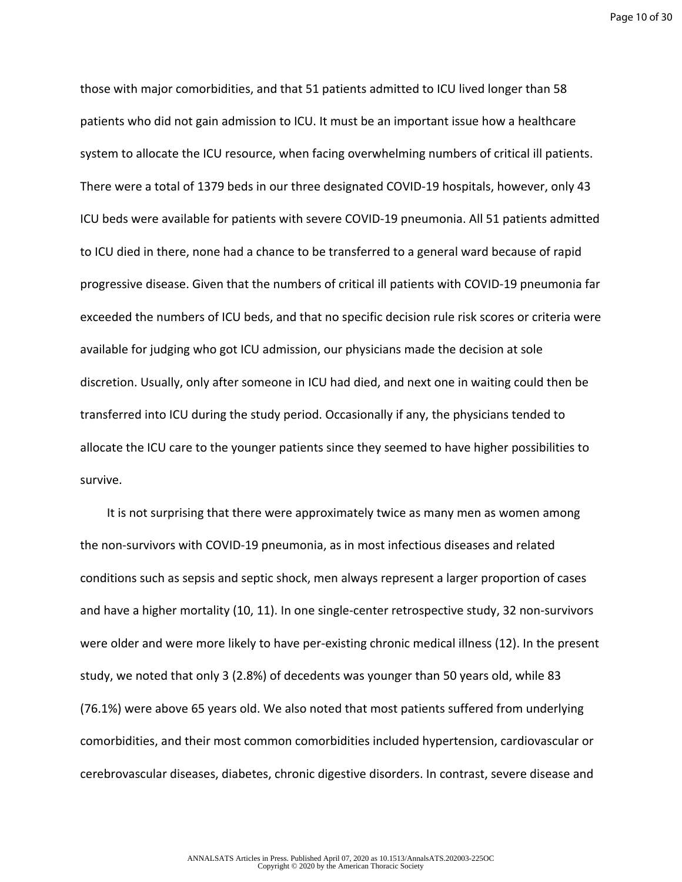those with major comorbidities, and that 51 patients admitted to ICU lived longer than 58 patients who did not gain admission to ICU. It must be an important issue how a healthcare system to allocate the ICU resource, when facing overwhelming numbers of critical ill patients. There were a total of 1379 beds in our three designated COVID-19 hospitals, however, only 43 ICU beds were available for patients with severe COVID-19 pneumonia. All 51 patients admitted to ICU died in there, none had a chance to be transferred to a general ward because of rapid progressive disease. Given that the numbers of critical ill patients with COVID-19 pneumonia far exceeded the numbers of ICU beds, and that no specific decision rule risk scores or criteria were available for judging who got ICU admission, our physicians made the decision at sole discretion. Usually, only after someone in ICU had died, and next one in waiting could then be transferred into ICU during the study period. Occasionally if any, the physicians tended to allocate the ICU care to the younger patients since they seemed to have higher possibilities to survive.

It is not surprising that there were approximately twice as many men as women among the non-survivors with COVID-19 pneumonia, as in most infectious diseases and related conditions such as sepsis and septic shock, men always represent a larger proportion of cases and have a higher mortality (10, 11). In one single-center retrospective study, 32 non-survivors were older and were more likely to have per-existing chronic medical illness (12). In the present study, we noted that only 3 (2.8%) of decedents was younger than 50 years old, while 83 (76.1%) were above 65 years old. We also noted that most patients suffered from underlying comorbidities, and their most common comorbidities included hypertension, cardiovascular or cerebrovascular diseases, diabetes, chronic digestive disorders. In contrast, severe disease and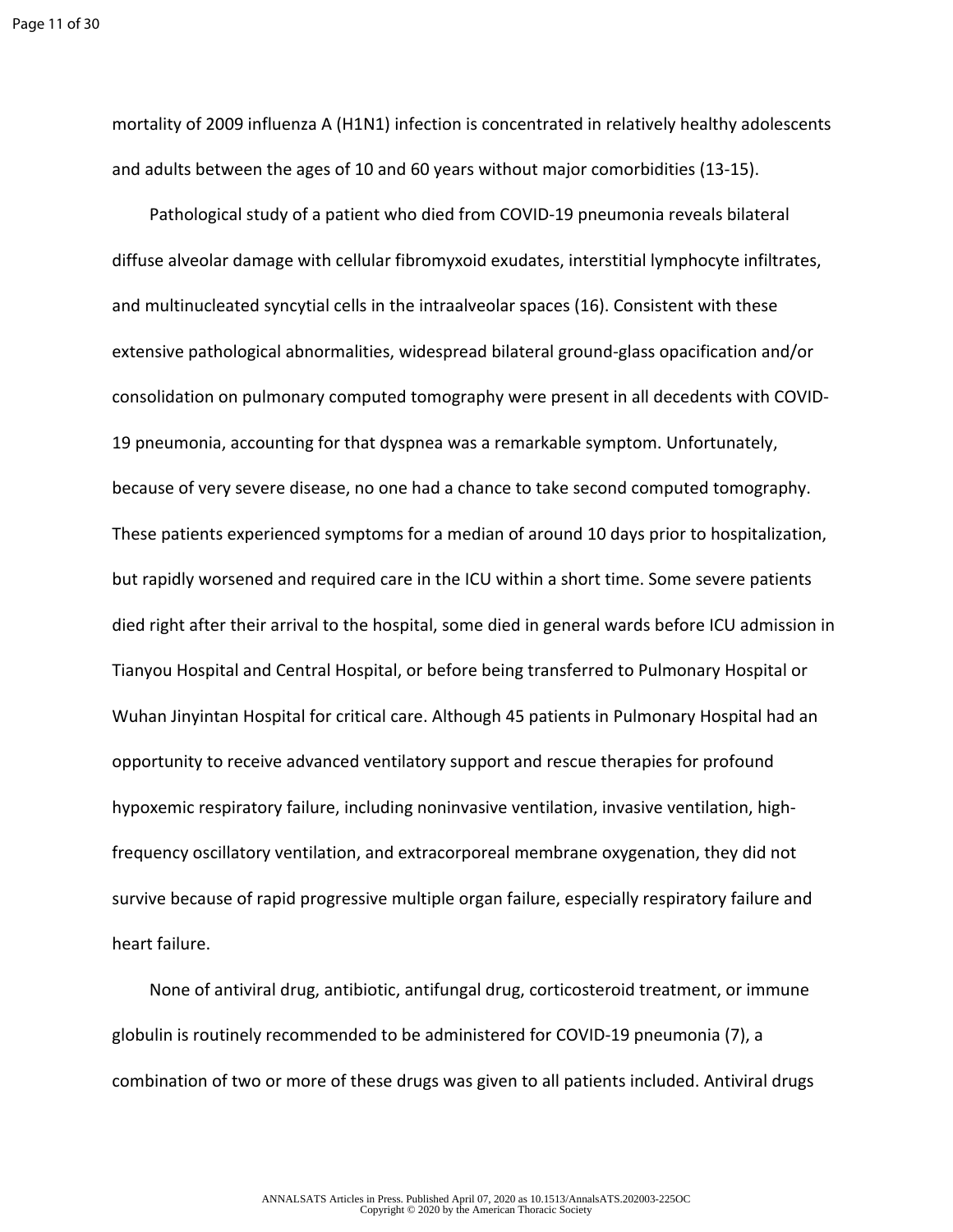mortality of 2009 influenza A (H1N1) infection is concentrated in relatively healthy adolescents and adults between the ages of 10 and 60 years without major comorbidities (13-15).

Pathological study of a patient who died from COVID-19 pneumonia reveals bilateral diffuse alveolar damage with cellular fibromyxoid exudates, interstitial lymphocyte infiltrates, and multinucleated syncytial cells in the intraalveolar spaces (16). Consistent with these extensive pathological abnormalities, widespread bilateral ground-glass opacification and/or consolidation on pulmonary computed tomography were present in all decedents with COVID-19 pneumonia, accounting for that dyspnea was a remarkable symptom. Unfortunately, because of very severe disease, no one had a chance to take second computed tomography. These patients experienced symptoms for a median of around 10 days prior to hospitalization, but rapidly worsened and required care in the ICU within a short time. Some severe patients died right after their arrival to the hospital, some died in general wards before ICU admission in Tianyou Hospital and Central Hospital, or before being transferred to Pulmonary Hospital or Wuhan Jinyintan Hospital for critical care. Although 45 patients in Pulmonary Hospital had an opportunity to receive advanced ventilatory support and rescue therapies for profound hypoxemic respiratory failure, including noninvasive ventilation, invasive ventilation, high-frequency oscillatory ventilation, and extracorporeal membrane oxygenation, they did not survive because of rapid progressive multiple organ failure, especially respiratory failure and heart failure.

None of antiviral drug, antibiotic, antifungal drug, corticosteroid treatment, or immune globulin is routinely recommended to be administered for COVID-19 pneumonia (7), a combination of two or more of these drugs was given to all patients included. Antiviral drugs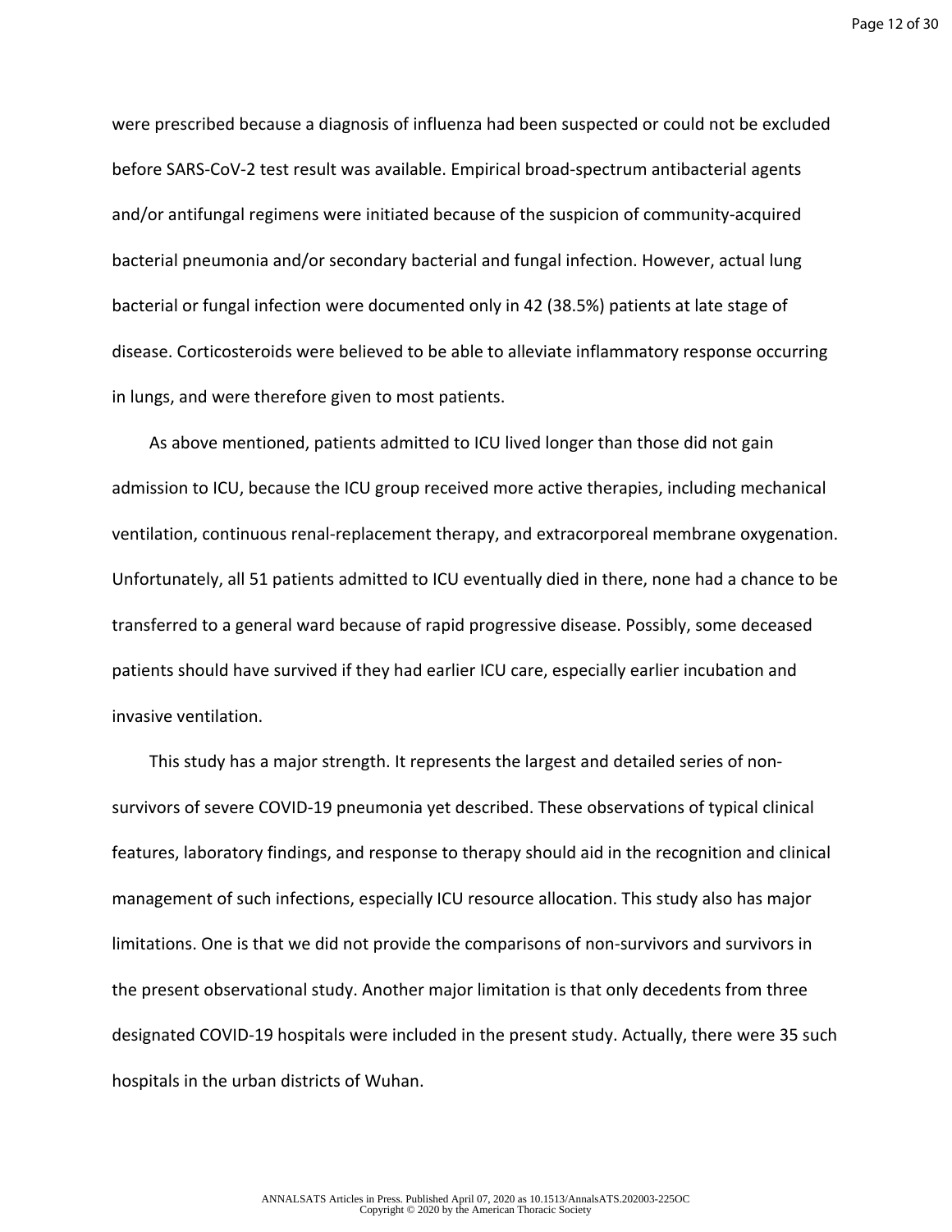were prescribed because a diagnosis of influenza had been suspected or could not be excluded before SARS-CoV-2 test result was available. Empirical broad-spectrum antibacterial agents and/or antifungal regimens were initiated because of the suspicion of community-acquired bacterial pneumonia and/or secondary bacterial and fungal infection. However, actual lung bacterial or fungal infection were documented only in 42 (38.5%) patients at late stage of disease. Corticosteroids were believed to be able to alleviate inflammatory response occurring in lungs, and were therefore given to most patients.

As above mentioned, patients admitted to ICU lived longer than those did not gain admission to ICU, because the ICU group received more active therapies, including mechanical ventilation, continuous renal-replacement therapy, and extracorporeal membrane oxygenation. Unfortunately, all 51 patients admitted to ICU eventually died in there, none had a chance to be transferred to a general ward because of rapid progressive disease. Possibly, some deceased patients should have survived if they had earlier ICU care, especially earlier incubation and invasive ventilation.

This study has a major strength. It represents the largest and detailed series of non-survivors of severe COVID-19 pneumonia yet described. These observations of typical clinical features, laboratory findings, and response to therapy should aid in the recognition and clinical management of such infections, especially ICU resource allocation. This study also has major limitations. One is that we did not provide the comparisons of non-survivors and survivors in the present observational study. Another major limitation is that only decedents from three designated COVID-19 hospitals were included in the present study. Actually, there were 35 such hospitals in the urban districts of Wuhan.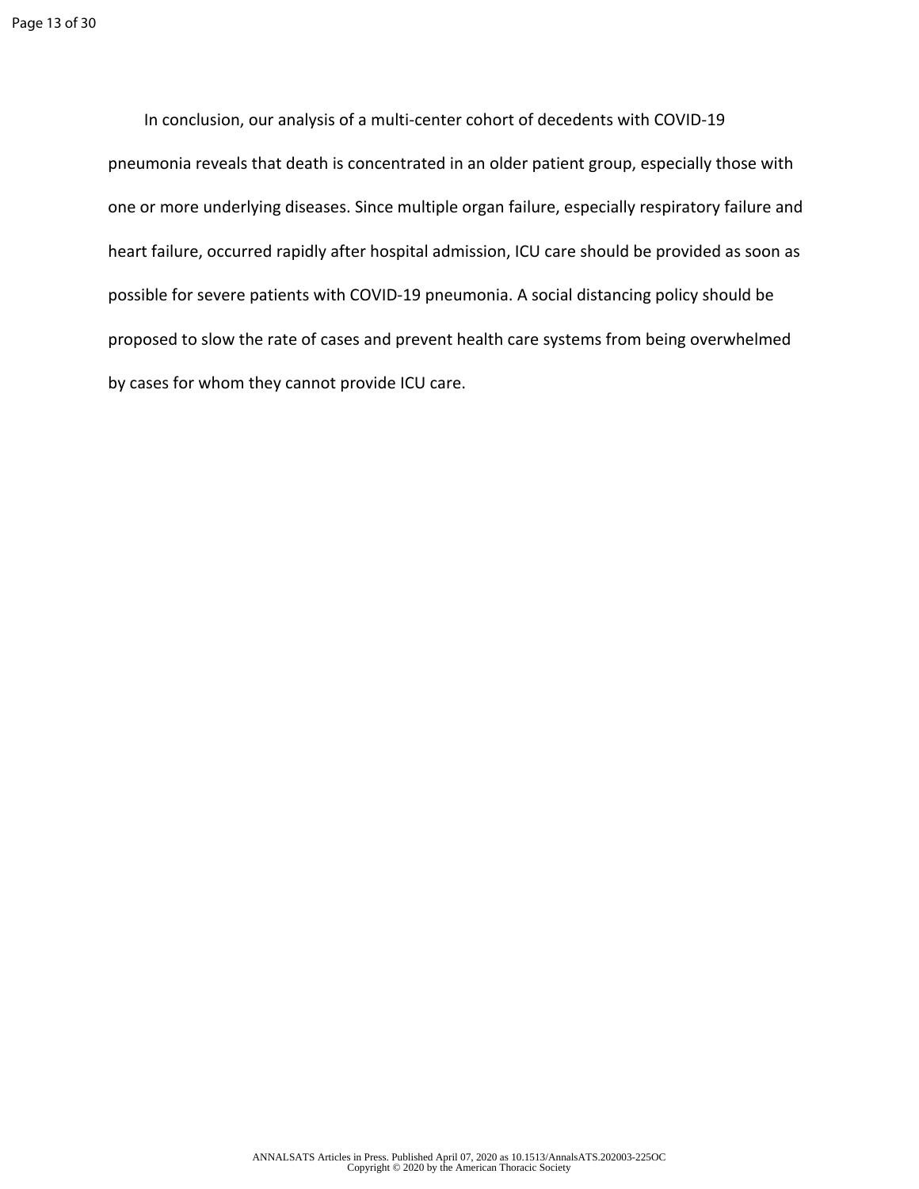In conclusion, our analysis of a multi-center cohort of decedents with COVID-19 pneumonia reveals that death is concentrated in an older patient group, especially those with one or more underlying diseases. Since multiple organ failure, especially respiratory failure and heart failure, occurred rapidly after hospital admission, ICU care should be provided as soon as possible for severe patients with COVID-19 pneumonia. A social distancing policy should be proposed to slow the rate of cases and prevent health care systems from being overwhelmed by cases for whom they cannot provide ICU care.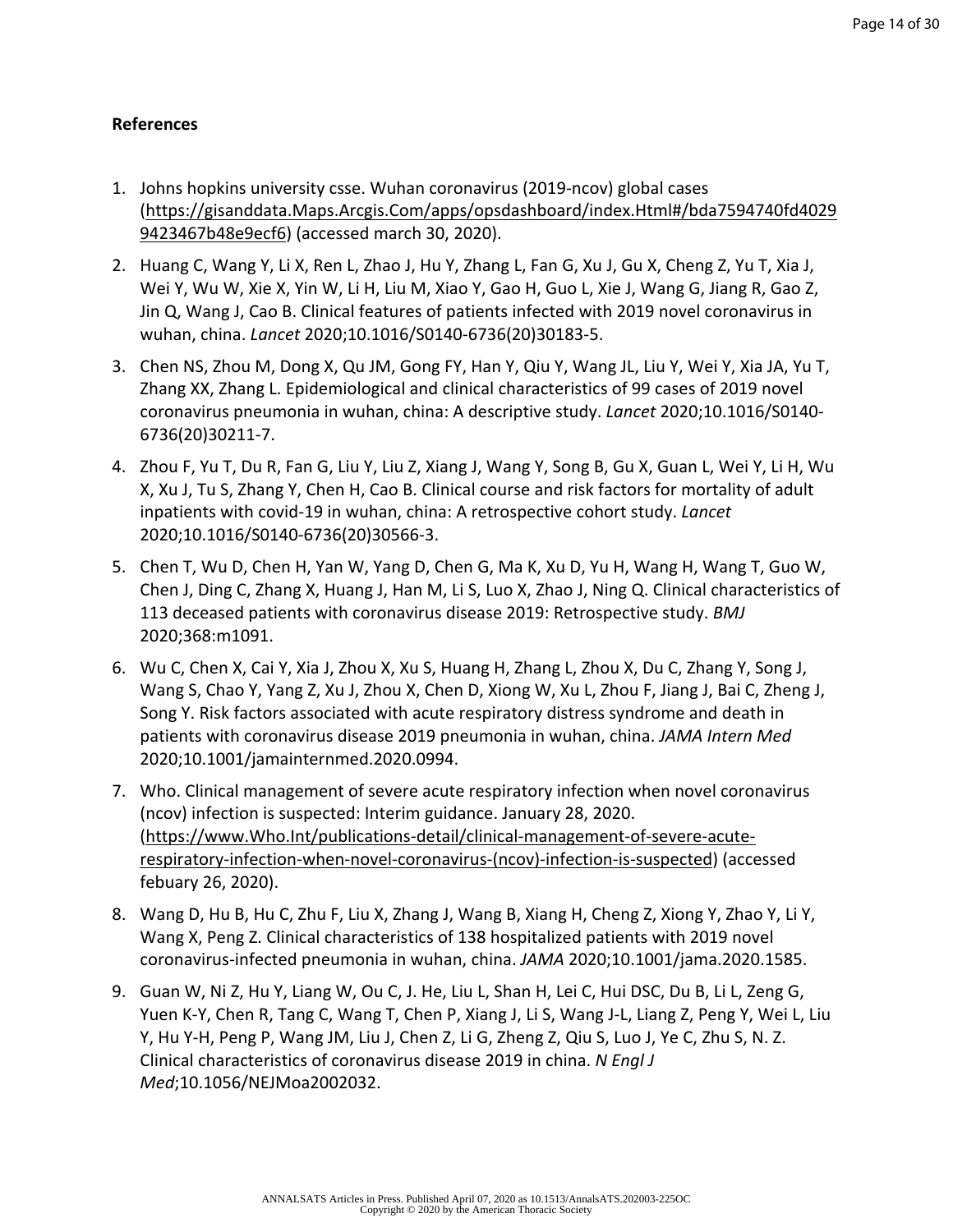## References

1. Johns hopkins university csse. Wuhan coronavirus (2019-ncov) global cases (https://gisanddata.Maps.Arcgis.Com/apps/opsdashboard/index.Html#/bda7594740fd40299423467b48e9ecf6) (accessed march 30, 2020).
2. Huang C, Wang Y, Li X, Ren L, Zhao J, Hu Y, Zhang L, Fan G, Xu J, Gu X, Cheng Z, Yu T, Xia J, Wei Y, Wu W, Xie X, Yin W, Li H, Liu M, Xiao Y, Gao H, Guo L, Xie J, Wang G, Jiang R, Gao Z, Jin Q, Wang J, Cao B. Clinical features of patients infected with 2019 novel coronavirus in wuhan, china. *Lancet* 2020;10.1016/S0140-6736(20)30183-5.
3. Chen NS, Zhou M, Dong X, Qu JM, Gong FY, Han Y, Qiu Y, Wang JL, Liu Y, Wei Y, Xia JA, Yu T, Zhang XX, Zhang L. Epidemiological and clinical characteristics of 99 cases of 2019 novel coronavirus pneumonia in wuhan, china: A descriptive study. *Lancet* 2020;10.1016/S0140-6736(20)30211-7.
4. Zhou F, Yu T, Du R, Fan G, Liu Y, Liu Z, Xiang J, Wang Y, Song B, Gu X, Guan L, Wei Y, Li H, Wu X, Xu J, Tu S, Zhang Y, Chen H, Cao B. Clinical course and risk factors for mortality of adult inpatients with covid-19 in wuhan, china: A retrospective cohort study. *Lancet* 2020;10.1016/S0140-6736(20)30566-3.
5. Chen T, Wu D, Chen H, Yan W, Yang D, Chen G, Ma K, Xu D, Yu H, Wang H, Wang T, Guo W, Chen J, Ding C, Zhang X, Huang J, Han M, Li S, Luo X, Zhao J, Ning Q. Clinical characteristics of 113 deceased patients with coronavirus disease 2019: Retrospective study. *BMJ* 2020;368:m1091.
6. Wu C, Chen X, Cai Y, Xia J, Zhou X, Xu S, Huang H, Zhang L, Zhou X, Du C, Zhang Y, Song J, Wang S, Chao Y, Yang Z, Xu J, Zhou X, Chen D, Xiong W, Xu L, Zhou F, Jiang J, Bai C, Zheng J, Song Y. Risk factors associated with acute respiratory distress syndrome and death in patients with coronavirus disease 2019 pneumonia in wuhan, china. *JAMA Intern Med* 2020;10.1001/jamainternmed.2020.0994.
7. Who. Clinical management of severe acute respiratory infection when novel coronavirus (ncov) infection is suspected: Interim guidance. January 28, 2020. (https://www.Who.Int/publications-detail/clinical-management-of-severe-acute-respiratory-infection-when-novel-coronavirus-(ncov)-infection-is-suspected) (accessed febuary 26, 2020).
8. Wang D, Hu B, Hu C, Zhu F, Liu X, Zhang J, Wang B, Xiang H, Cheng Z, Xiong Y, Zhao Y, Li Y, Wang X, Peng Z. Clinical characteristics of 138 hospitalized patients with 2019 novel coronavirus-infected pneumonia in wuhan, china. *JAMA* 2020;10.1001/jama.2020.1585.
9. Guan W, Ni Z, Hu Y, Liang W, Ou C, J. He, Liu L, Shan H, Lei C, Hui DSC, Du B, Li L, Zeng G, Yuen K-Y, Chen R, Tang C, Wang T, Chen P, Xiang J, Li S, Wang J-L, Liang Z, Peng Y, Wei L, Liu Y, Hu Y-H, Peng P, Wang JM, Liu J, Chen Z, Li G, Zheng Z, Qiu S, Luo J, Ye C, Zhu S, N. Z. Clinical characteristics of coronavirus disease 2019 in china. *N Engl J Med*;10.1056/NEJMoa2002032.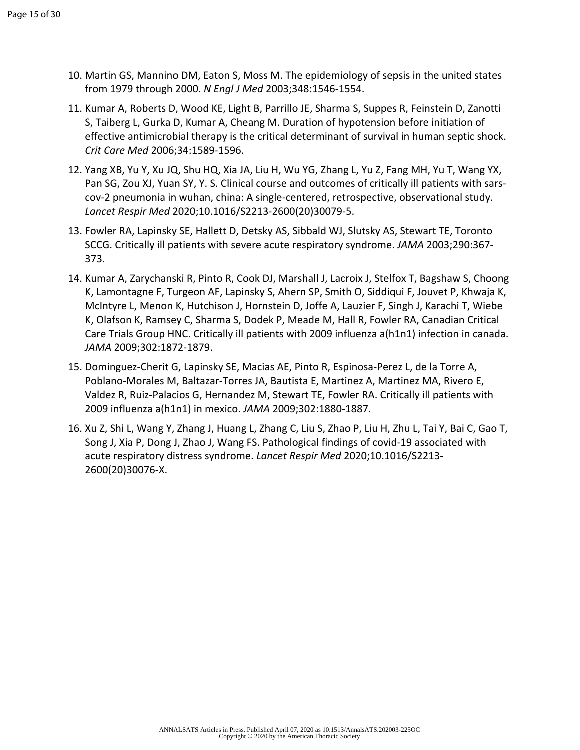10. Martin GS, Mannino DM, Eaton S, Moss M. The epidemiology of sepsis in the united states from 1979 through 2000. *N Engl J Med* 2003;348:1546-1554.

11. Kumar A, Roberts D, Wood KE, Light B, Parrillo JE, Sharma S, Suppes R, Feinstein D, Zanotti S, Taiberg L, Gurka D, Kumar A, Cheang M. Duration of hypotension before initiation of effective antimicrobial therapy is the critical determinant of survival in human septic shock. *Crit Care Med* 2006;34:1589-1596.

12. Yang XB, Yu Y, Xu JQ, Shu HQ, Xia JA, Liu H, Wu YG, Zhang L, Yu Z, Fang MH, Yu T, Wang YX, Pan SG, Zou XJ, Yuan SY, Y. S. Clinical course and outcomes of critically ill patients with sars-cov-2 pneumonia in wuhan, china: A single-centered, retrospective, observational study. *Lancet Respir Med* 2020;10.1016/S2213-2600(20)30079-5.

13. Fowler RA, Lapinsky SE, Hallett D, Detsky AS, Sibbald WJ, Slutsky AS, Stewart TE, Toronto SCCG. Critically ill patients with severe acute respiratory syndrome. *JAMA* 2003;290:367-373.

14. Kumar A, Zarychanski R, Pinto R, Cook DJ, Marshall J, Lacroix J, Stelfox T, Bagshaw S, Choong K, Lamontagne F, Turgeon AF, Lapinsky S, Ahern SP, Smith O, Siddiqui F, Jouvet P, Khwaja K, McIntyre L, Menon K, Hutchison J, Hornstein D, Joffe A, Lauzier F, Singh J, Karachi T, Wiebe K, Olafson K, Ramsey C, Sharma S, Dodek P, Meade M, Hall R, Fowler RA, Canadian Critical Care Trials Group HNC. Critically ill patients with 2009 influenza a(h1n1) infection in canada. *JAMA* 2009;302:1872-1879.

15. Dominguez-Cherit G, Lapinsky SE, Macias AE, Pinto R, Espinosa-Perez L, de la Torre A, Poblano-Morales M, Baltazar-Torres JA, Bautista E, Martinez A, Martinez MA, Rivero E, Valdez R, Ruiz-Palacios G, Hernandez M, Stewart TE, Fowler RA. Critically ill patients with 2009 influenza a(h1n1) in mexico. *JAMA* 2009;302:1880-1887.

16. Xu Z, Shi L, Wang Y, Zhang J, Huang L, Zhang C, Liu S, Zhao P, Liu H, Zhu L, Tai Y, Bai C, Gao T, Song J, Xia P, Dong J, Zhao J, Wang FS. Pathological findings of covid-19 associated with acute respiratory distress syndrome. *Lancet Respir Med* 2020;10.1016/S2213-2600(20)30076-X.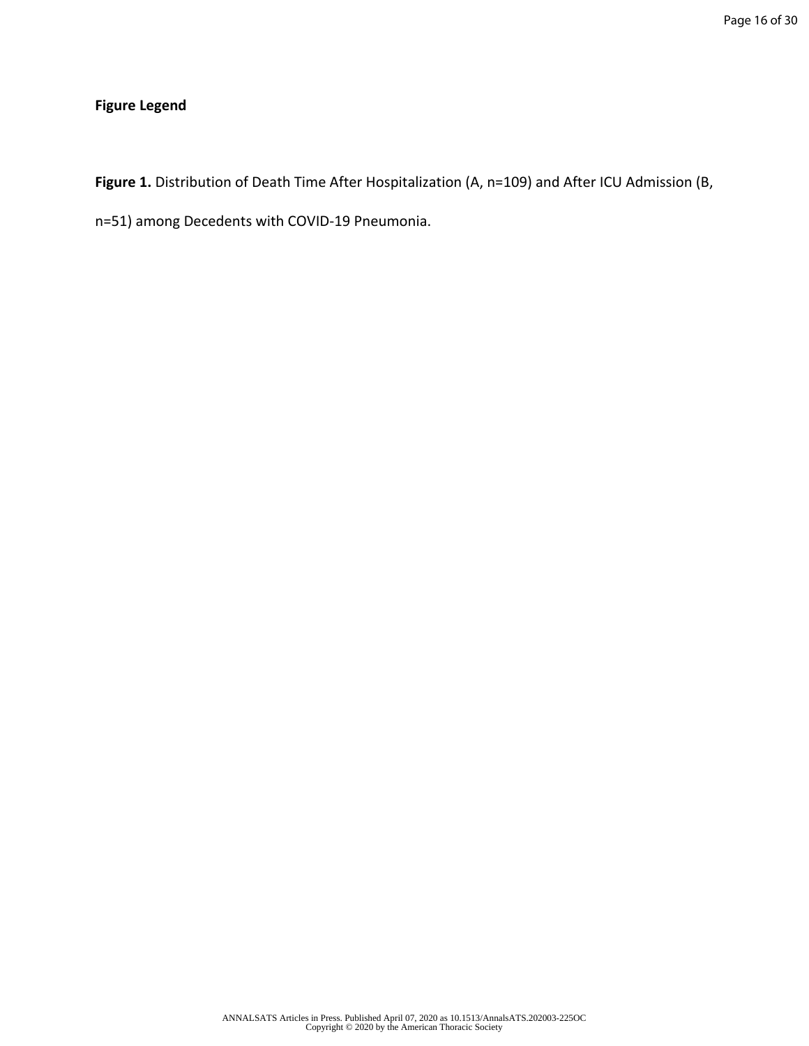**Figure Legend**

**Figure 1.** Distribution of Death Time After Hospitalization (A, n=109) and After ICU Admission (B, n=51) among Decedents with COVID-19 Pneumonia.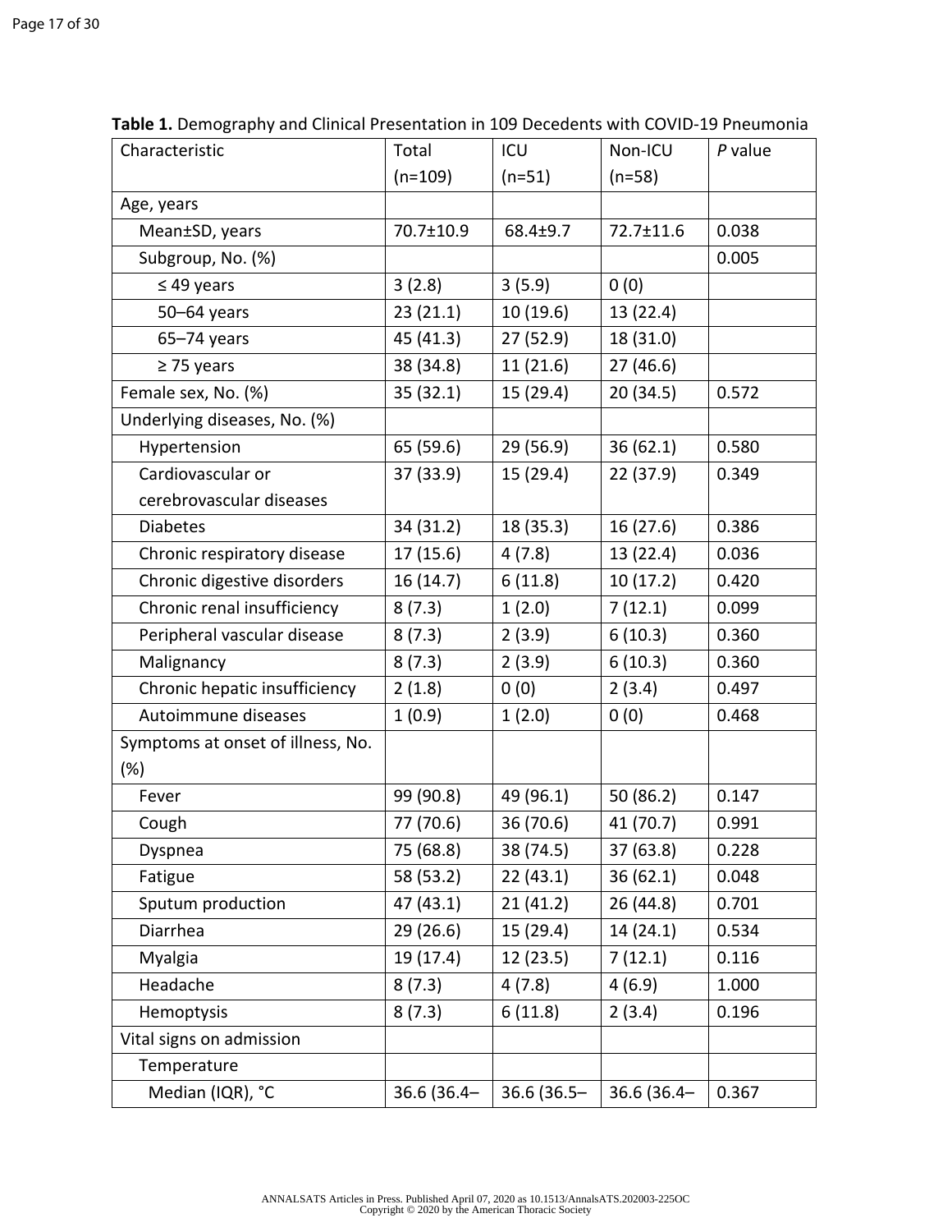**Table 1.** Demography and Clinical Presentation in 109 Decedents with COVID-19 Pneumonia

| Characteristic | Total (n=109) | ICU (n=51) | Non-ICU (n=58) | *P* value |
|---|---|---|---|---|
| Age, years | | | | |
| Mean±SD, years | 70.7±10.9 | 68.4±9.7 | 72.7±11.6 | 0.038 |
| Subgroup, No. (%) | | | | 0.005 |
| ≤ 49 years | 3 (2.8) | 3 (5.9) | 0 (0) | |
| 50–64 years | 23 (21.1) | 10 (19.6) | 13 (22.4) | |
| 65–74 years | 45 (41.3) | 27 (52.9) | 18 (31.0) | |
| ≥ 75 years | 38 (34.8) | 11 (21.6) | 27 (46.6) | |
| Female sex, No. (%) | 35 (32.1) | 15 (29.4) | 20 (34.5) | 0.572 |
| Underlying diseases, No. (%) | | | | |
| Hypertension | 65 (59.6) | 29 (56.9) | 36 (62.1) | 0.580 |
| Cardiovascular or cerebrovascular diseases | 37 (33.9) | 15 (29.4) | 22 (37.9) | 0.349 |
| Diabetes | 34 (31.2) | 18 (35.3) | 16 (27.6) | 0.386 |
| Chronic respiratory disease | 17 (15.6) | 4 (7.8) | 13 (22.4) | 0.036 |
| Chronic digestive disorders | 16 (14.7) | 6 (11.8) | 10 (17.2) | 0.420 |
| Chronic renal insufficiency | 8 (7.3) | 1 (2.0) | 7 (12.1) | 0.099 |
| Peripheral vascular disease | 8 (7.3) | 2 (3.9) | 6 (10.3) | 0.360 |
| Malignancy | 8 (7.3) | 2 (3.9) | 6 (10.3) | 0.360 |
| Chronic hepatic insufficiency | 2 (1.8) | 0 (0) | 2 (3.4) | 0.497 |
| Autoimmune diseases | 1 (0.9) | 1 (2.0) | 0 (0) | 0.468 |
| Symptoms at onset of illness, No. (%) | | | | |
| Fever | 99 (90.8) | 49 (96.1) | 50 (86.2) | 0.147 |
| Cough | 77 (70.6) | 36 (70.6) | 41 (70.7) | 0.991 |
| Dyspnea | 75 (68.8) | 38 (74.5) | 37 (63.8) | 0.228 |
| Fatigue | 58 (53.2) | 22 (43.1) | 36 (62.1) | 0.048 |
| Sputum production | 47 (43.1) | 21 (41.2) | 26 (44.8) | 0.701 |
| Diarrhea | 29 (26.6) | 15 (29.4) | 14 (24.1) | 0.534 |
| Myalgia | 19 (17.4) | 12 (23.5) | 7 (12.1) | 0.116 |
| Headache | 8 (7.3) | 4 (7.8) | 4 (6.9) | 1.000 |
| Hemoptysis | 8 (7.3) | 6 (11.8) | 2 (3.4) | 0.196 |
| Vital signs on admission | | | | |
| Temperature | | | | |
| Median (IQR), °C | 36.6 (36.4– | 36.6 (36.5– | 36.6 (36.4– | 0.367 |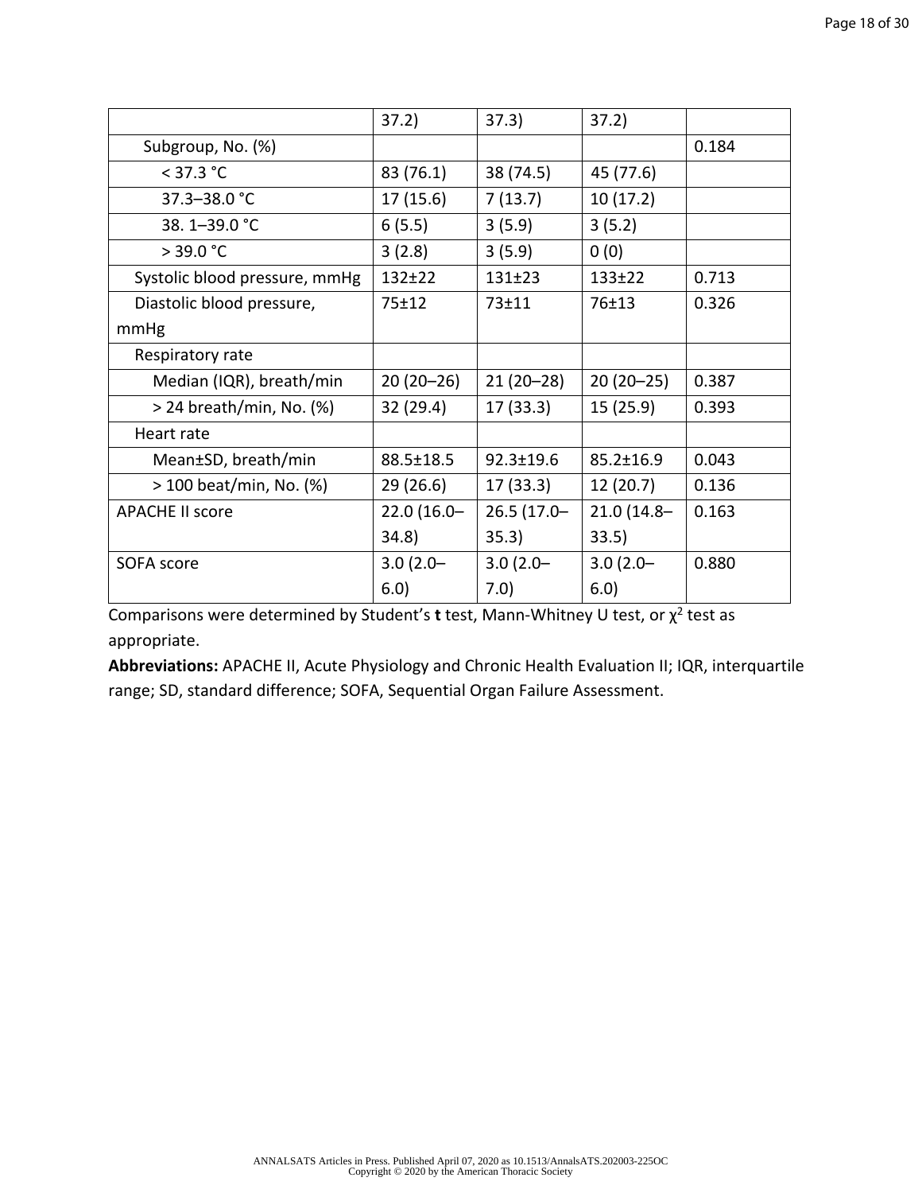| | | | | |
|---|---|---|---|---|
| | 37.2) | 37.3) | 37.2) | |
| Subgroup, No. (%) | | | | 0.184 |
| < 37.3 °C | 83 (76.1) | 38 (74.5) | 45 (77.6) | |
| 37.3–38.0 °C | 17 (15.6) | 7 (13.7) | 10 (17.2) | |
| 38. 1–39.0 °C | 6 (5.5) | 3 (5.9) | 3 (5.2) | |
| > 39.0 °C | 3 (2.8) | 3 (5.9) | 0 (0) | |
| Systolic blood pressure, mmHg | 132±22 | 131±23 | 133±22 | 0.713 |
| Diastolic blood pressure, mmHg | 75±12 | 73±11 | 76±13 | 0.326 |
| Respiratory rate | | | | |
| Median (IQR), breath/min | 20 (20–26) | 21 (20–28) | 20 (20–25) | 0.387 |
| > 24 breath/min, No. (%) | 32 (29.4) | 17 (33.3) | 15 (25.9) | 0.393 |
| Heart rate | | | | |
| Mean±SD, breath/min | 88.5±18.5 | 92.3±19.6 | 85.2±16.9 | 0.043 |
| > 100 beat/min, No. (%) | 29 (26.6) | 17 (33.3) | 12 (20.7) | 0.136 |
| APACHE II score | 22.0 (16.0–34.8) | 26.5 (17.0–35.3) | 21.0 (14.8–33.5) | 0.163 |
| SOFA score | 3.0 (2.0–6.0) | 3.0 (2.0–7.0) | 3.0 (2.0–6.0) | 0.880 |

Comparisons were determined by Student's **t** test, Mann-Whitney U test, or $\chi^2$ test as appropriate.

**Abbreviations:** APACHE II, Acute Physiology and Chronic Health Evaluation II; IQR, interquartile range; SD, standard difference; SOFA, Sequential Organ Failure Assessment.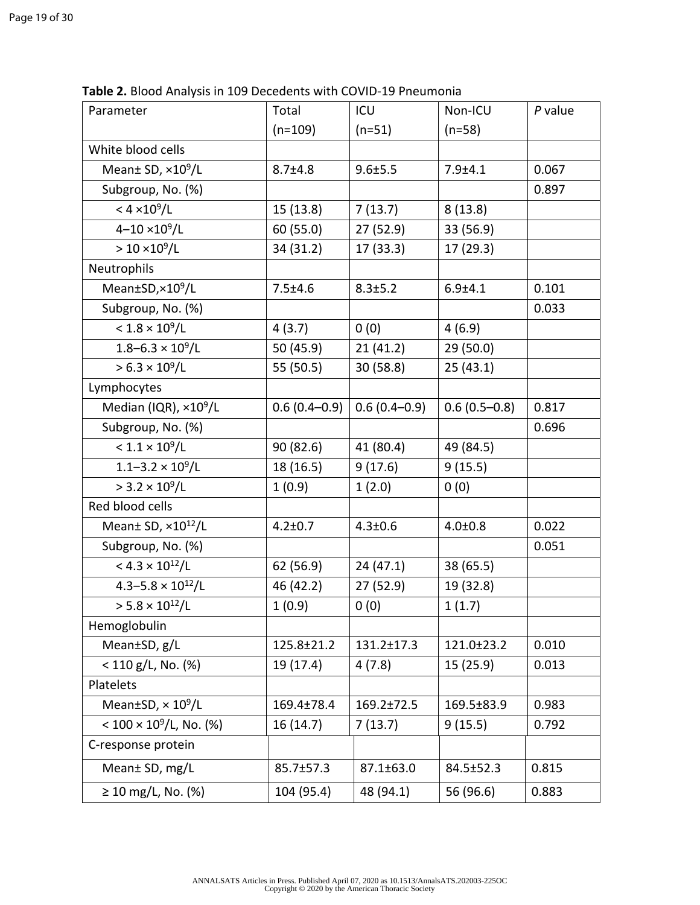**Table 2.** Blood Analysis in 109 Decedents with COVID-19 Pneumonia

| Parameter | Total (n=109) | ICU (n=51) | Non-ICU (n=58) | *P* value |
|---|---|---|---|---|
| White blood cells | | | | |
| Mean± SD, $\times 10^9$/L | 8.7±4.8 | 9.6±5.5 | 7.9±4.1 | 0.067 |
| Subgroup, No. (%) | | | | 0.897 |
| $< 4 \times 10^9$/L | 15 (13.8) | 7 (13.7) | 8 (13.8) | |
| 4–10 $\times 10^9$/L | 60 (55.0) | 27 (52.9) | 33 (56.9) | |
| $> 10 \times 10^9$/L | 34 (31.2) | 17 (33.3) | 17 (29.3) | |
| Neutrophils | | | | |
| Mean±SD, $\times 10^9$/L | 7.5±4.6 | 8.3±5.2 | 6.9±4.1 | 0.101 |
| Subgroup, No. (%) | | | | 0.033 |
| $< 1.8 \times 10^9$/L | 4 (3.7) | 0 (0) | 4 (6.9) | |
| 1.8–6.3 $\times 10^9$/L | 50 (45.9) | 21 (41.2) | 29 (50.0) | |
| $> 6.3 \times 10^9$/L | 55 (50.5) | 30 (58.8) | 25 (43.1) | |
| Lymphocytes | | | | |
| Median (IQR), $\times 10^9$/L | 0.6 (0.4–0.9) | 0.6 (0.4–0.9) | 0.6 (0.5–0.8) | 0.817 |
| Subgroup, No. (%) | | | | 0.696 |
| $< 1.1 \times 10^9$/L | 90 (82.6) | 41 (80.4) | 49 (84.5) | |
| 1.1–3.2 $\times 10^9$/L | 18 (16.5) | 9 (17.6) | 9 (15.5) | |
| $> 3.2 \times 10^9$/L | 1 (0.9) | 1 (2.0) | 0 (0) | |
| Red blood cells | | | | |
| Mean± SD, $\times 10^{12}$/L | 4.2±0.7 | 4.3±0.6 | 4.0±0.8 | 0.022 |
| Subgroup, No. (%) | | | | 0.051 |
| $< 4.3 \times 10^{12}$/L | 62 (56.9) | 24 (47.1) | 38 (65.5) | |
| 4.3–5.8 $\times 10^{12}$/L | 46 (42.2) | 27 (52.9) | 19 (32.8) | |
| $> 5.8 \times 10^{12}$/L | 1 (0.9) | 0 (0) | 1 (1.7) | |
| Hemoglobulin | | | | |
| Mean±SD, g/L | 125.8±21.2 | 131.2±17.3 | 121.0±23.2 | 0.010 |
| < 110 g/L, No. (%) | 19 (17.4) | 4 (7.8) | 15 (25.9) | 0.013 |
| Platelets | | | | |
| Mean±SD, $\times 10^9$/L | 169.4±78.4 | 169.2±72.5 | 169.5±83.9 | 0.983 |
| $< 100 \times 10^9$/L, No. (%) | 16 (14.7) | 7 (13.7) | 9 (15.5) | 0.792 |
| C-response protein | | | | |
| Mean± SD, mg/L | 85.7±57.3 | 87.1±63.0 | 84.5±52.3 | 0.815 |
| ≥ 10 mg/L, No. (%) | 104 (95.4) | 48 (94.1) | 56 (96.6) | 0.883 |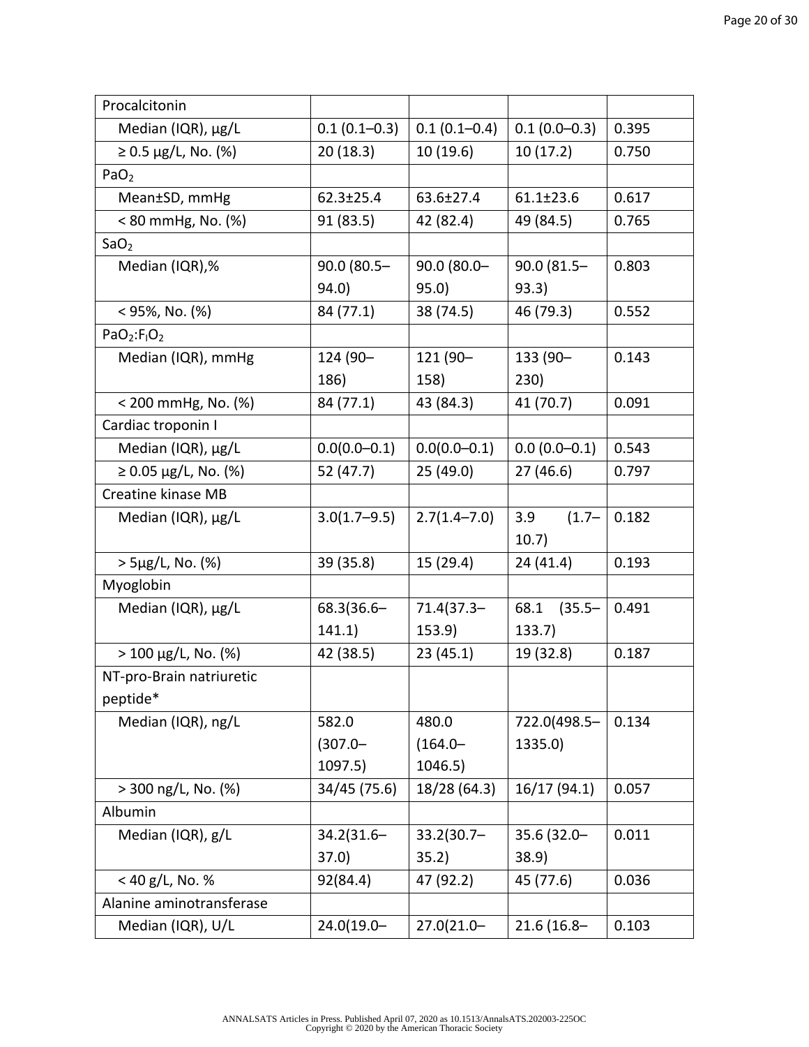| Procalcitonin | | | | |
|---|---|---|---|---|
| Median (IQR), μg/L | 0.1 (0.1–0.3) | 0.1 (0.1–0.4) | 0.1 (0.0–0.3) | 0.395 |
| ≥ 0.5 μg/L, No. (%) | 20 (18.3) | 10 (19.6) | 10 (17.2) | 0.750 |
| $PaO_2$ | | | | |
| Mean±SD, mmHg | 62.3±25.4 | 63.6±27.4 | 61.1±23.6 | 0.617 |
| < 80 mmHg, No. (%) | 91 (83.5) | 42 (82.4) | 49 (84.5) | 0.765 |
| $SaO_2$ | | | | |
| Median (IQR),% | 90.0 (80.5–94.0) | 90.0 (80.0–95.0) | 90.0 (81.5–93.3) | 0.803 |
| < 95%, No. (%) | 84 (77.1) | 38 (74.5) | 46 (79.3) | 0.552 |
| $PaO_2$:$F_IO_2$ | | | | |
| Median (IQR), mmHg | 124 (90–186) | 121 (90–158) | 133 (90–230) | 0.143 |
| < 200 mmHg, No. (%) | 84 (77.1) | 43 (84.3) | 41 (70.7) | 0.091 |
| Cardiac troponin I | | | | |
| Median (IQR), μg/L | 0.0(0.0–0.1) | 0.0(0.0–0.1) | 0.0 (0.0–0.1) | 0.543 |
| ≥ 0.05 μg/L, No. (%) | 52 (47.7) | 25 (49.0) | 27 (46.6) | 0.797 |
| Creatine kinase MB | | | | |
| Median (IQR), μg/L | 3.0(1.7–9.5) | 2.7(1.4–7.0) | 3.9 (1.7–10.7) | 0.182 |
| > 5μg/L, No. (%) | 39 (35.8) | 15 (29.4) | 24 (41.4) | 0.193 |
| Myoglobin | | | | |
| Median (IQR), μg/L | 68.3(36.6–141.1) | 71.4(37.3–153.9) | 68.1 (35.5–133.7) | 0.491 |
| > 100 μg/L, No. (%) | 42 (38.5) | 23 (45.1) | 19 (32.8) | 0.187 |
| NT-pro-Brain natriuretic peptide* | | | | |
| Median (IQR), ng/L | 582.0 (307.0–1097.5) | 480.0 (164.0–1046.5) | 722.0(498.5–1335.0) | 0.134 |
| > 300 ng/L, No. (%) | 34/45 (75.6) | 18/28 (64.3) | 16/17 (94.1) | 0.057 |
| Albumin | | | | |
| Median (IQR), g/L | 34.2(31.6–37.0) | 33.2(30.7–35.2) | 35.6 (32.0–38.9) | 0.011 |
| < 40 g/L, No. % | 92(84.4) | 47 (92.2) | 45 (77.6) | 0.036 |
| Alanine aminotransferase | | | | |
| Median (IQR), U/L | 24.0(19.0– | 27.0(21.0– | 21.6 (16.8– | 0.103 |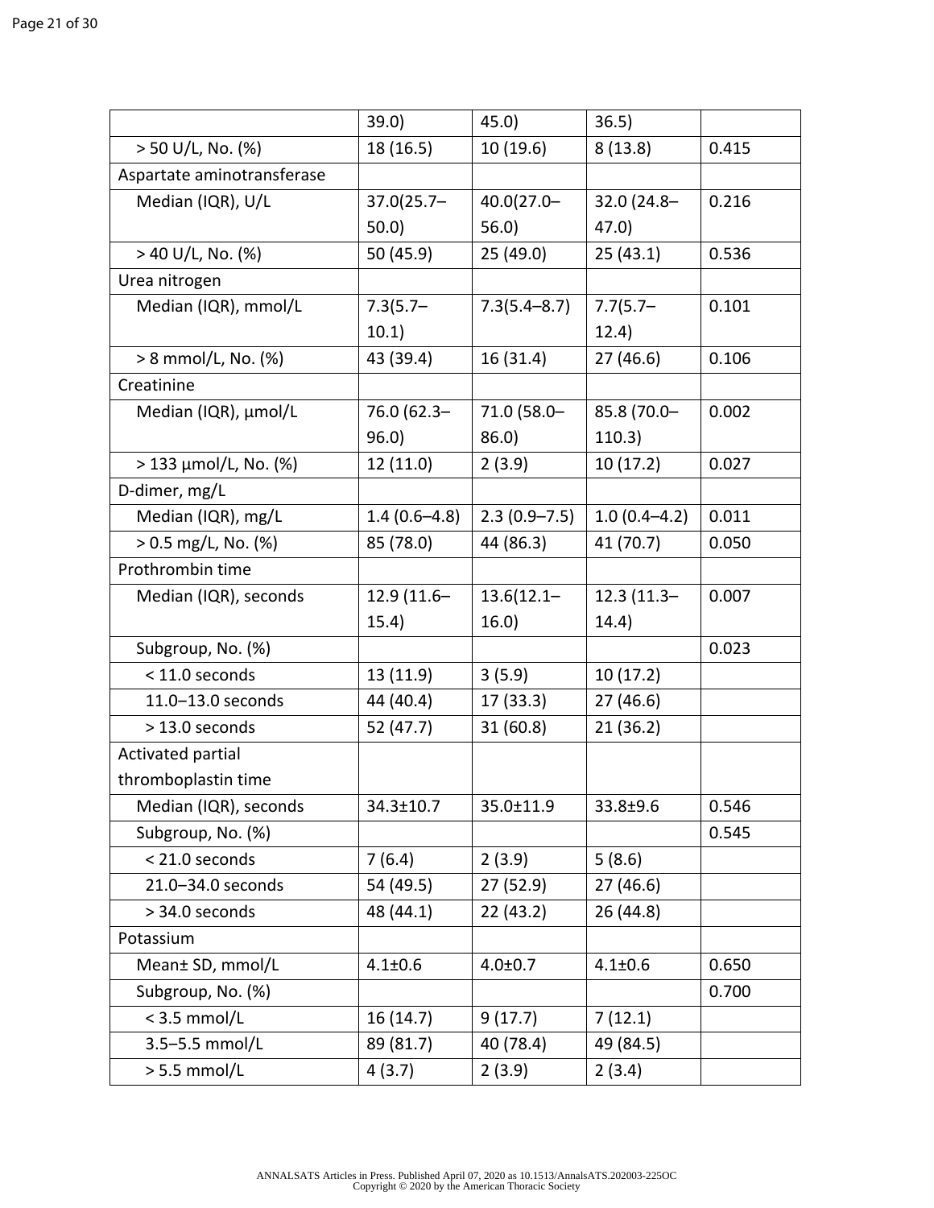| | | | | |
|---|---|---|---|---|
| | 39.0) | 45.0) | 36.5) | |
| > 50 U/L, No. (%) | 18 (16.5) | 10 (19.6) | 8 (13.8) | 0.415 |
| Aspartate aminotransferase | | | | |
| Median (IQR), U/L | 37.0(25.7–50.0) | 40.0(27.0–56.0) | 32.0 (24.8–47.0) | 0.216 |
| > 40 U/L, No. (%) | 50 (45.9) | 25 (49.0) | 25 (43.1) | 0.536 |
| Urea nitrogen | | | | |
| Median (IQR), mmol/L | 7.3(5.7–10.1) | 7.3(5.4–8.7) | 7.7(5.7–12.4) | 0.101 |
| > 8 mmol/L, No. (%) | 43 (39.4) | 16 (31.4) | 27 (46.6) | 0.106 |
| Creatinine | | | | |
| Median (IQR), μmol/L | 76.0 (62.3–96.0) | 71.0 (58.0–86.0) | 85.8 (70.0–110.3) | 0.002 |
| > 133 μmol/L, No. (%) | 12 (11.0) | 2 (3.9) | 10 (17.2) | 0.027 |
| D-dimer, mg/L | | | | |
| Median (IQR), mg/L | 1.4 (0.6–4.8) | 2.3 (0.9–7.5) | 1.0 (0.4–4.2) | 0.011 |
| > 0.5 mg/L, No. (%) | 85 (78.0) | 44 (86.3) | 41 (70.7) | 0.050 |
| Prothrombin time | | | | |
| Median (IQR), seconds | 12.9 (11.6–15.4) | 13.6(12.1–16.0) | 12.3 (11.3–14.4) | 0.007 |
| Subgroup, No. (%) | | | | 0.023 |
| < 11.0 seconds | 13 (11.9) | 3 (5.9) | 10 (17.2) | |
| 11.0–13.0 seconds | 44 (40.4) | 17 (33.3) | 27 (46.6) | |
| > 13.0 seconds | 52 (47.7) | 31 (60.8) | 21 (36.2) | |
| Activated partial thromboplastin time | | | | |
| Median (IQR), seconds | 34.3±10.7 | 35.0±11.9 | 33.8±9.6 | 0.546 |
| Subgroup, No. (%) | | | | 0.545 |
| < 21.0 seconds | 7 (6.4) | 2 (3.9) | 5 (8.6) | |
| 21.0–34.0 seconds | 54 (49.5) | 27 (52.9) | 27 (46.6) | |
| > 34.0 seconds | 48 (44.1) | 22 (43.2) | 26 (44.8) | |
| Potassium | | | | |
| Mean± SD, mmol/L | 4.1±0.6 | 4.0±0.7 | 4.1±0.6 | 0.650 |
| Subgroup, No. (%) | | | | 0.700 |
| < 3.5 mmol/L | 16 (14.7) | 9 (17.7) | 7 (12.1) | |
| 3.5–5.5 mmol/L | 89 (81.7) | 40 (78.4) | 49 (84.5) | |
| > 5.5 mmol/L | 4 (3.7) | 2 (3.9) | 2 (3.4) | |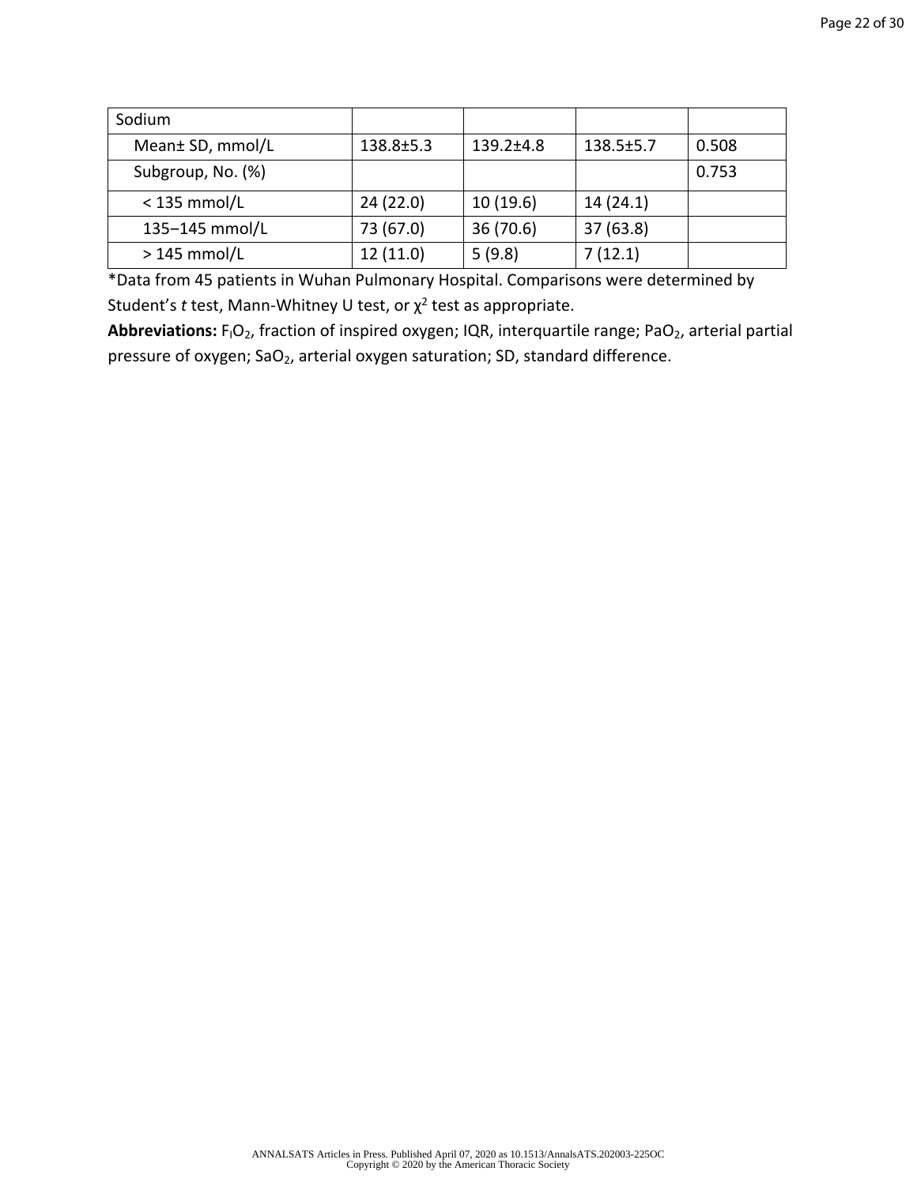| Sodium | | | | |
|---|---|---|---|---|
| Mean± SD, mmol/L | 138.8±5.3 | 139.2±4.8 | 138.5±5.7 | 0.508 |
| Subgroup, No. (%) | | | | 0.753 |
| < 135 mmol/L | 24 (22.0) | 10 (19.6) | 14 (24.1) | |
| 135–145 mmol/L | 73 (67.0) | 36 (70.6) | 37 (63.8) | |
| > 145 mmol/L | 12 (11.0) | 5 (9.8) | 7 (12.1) | |

*Data from 45 patients in Wuhan Pulmonary Hospital. Comparisons were determined by Student's *t* test, Mann-Whitney U test, or $\chi^2$ test as appropriate.

**Abbreviations:** $F_IO_2$, fraction of inspired oxygen; IQR, interquartile range; $PaO_2$, arterial partial pressure of oxygen; $SaO_2$, arterial oxygen saturation; SD, standard difference.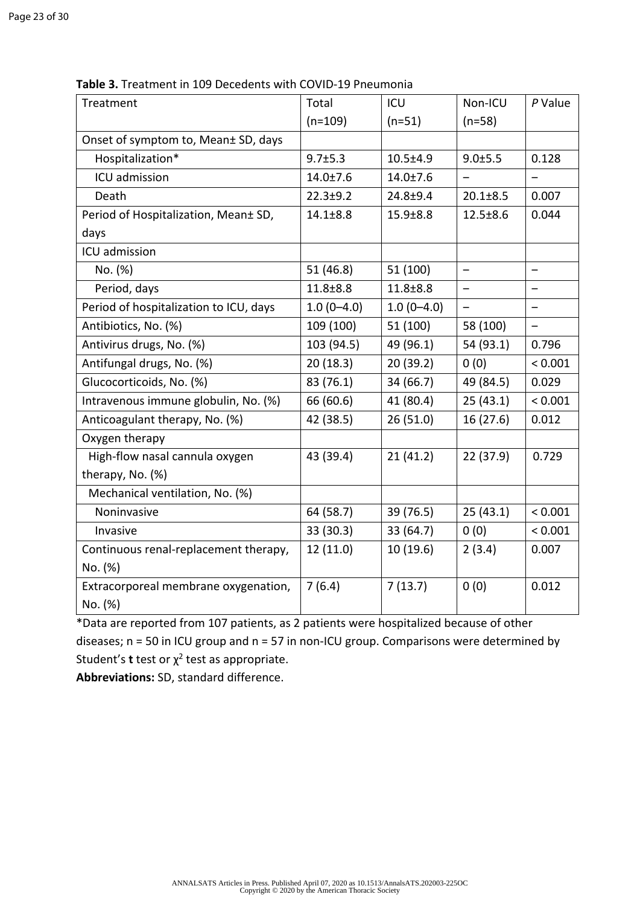**Table 3.** Treatment in 109 Decedents with COVID-19 Pneumonia

| Treatment | Total (n=109) | ICU (n=51) | Non-ICU (n=58) | *P* Value |
|---|---|---|---|---|
| Onset of symptom to, Mean± SD, days | | | | |
| Hospitalization* | 9.7±5.3 | 10.5±4.9 | 9.0±5.5 | 0.128 |
| ICU admission | 14.0±7.6 | 14.0±7.6 | – | – |
| Death | 22.3±9.2 | 24.8±9.4 | 20.1±8.5 | 0.007 |
| Period of Hospitalization, Mean± SD, days | 14.1±8.8 | 15.9±8.8 | 12.5±8.6 | 0.044 |
| ICU admission | | | | |
| No. (%) | 51 (46.8) | 51 (100) | – | – |
| Period, days | 11.8±8.8 | 11.8±8.8 | – | – |
| Period of hospitalization to ICU, days | 1.0 (0–4.0) | 1.0 (0–4.0) | – | – |
| Antibiotics, No. (%) | 109 (100) | 51 (100) | 58 (100) | – |
| Antivirus drugs, No. (%) | 103 (94.5) | 49 (96.1) | 54 (93.1) | 0.796 |
| Antifungal drugs, No. (%) | 20 (18.3) | 20 (39.2) | 0 (0) | < 0.001 |
| Glucocorticoids, No. (%) | 83 (76.1) | 34 (66.7) | 49 (84.5) | 0.029 |
| Intravenous immune globulin, No. (%) | 66 (60.6) | 41 (80.4) | 25 (43.1) | < 0.001 |
| Anticoagulant therapy, No. (%) | 42 (38.5) | 26 (51.0) | 16 (27.6) | 0.012 |
| Oxygen therapy | | | | |
| High-flow nasal cannula oxygen therapy, No. (%) | 43 (39.4) | 21 (41.2) | 22 (37.9) | 0.729 |
| Mechanical ventilation, No. (%) | | | | |
| Noninvasive | 64 (58.7) | 39 (76.5) | 25 (43.1) | < 0.001 |
| Invasive | 33 (30.3) | 33 (64.7) | 0 (0) | < 0.001 |
| Continuous renal-replacement therapy, No. (%) | 12 (11.0) | 10 (19.6) | 2 (3.4) | 0.007 |
| Extracorporeal membrane oxygenation, No. (%) | 7 (6.4) | 7 (13.7) | 0 (0) | 0.012 |

*Data are reported from 107 patients, as 2 patients were hospitalized because of other diseases; n = 50 in ICU group and n = 57 in non-ICU group. Comparisons were determined by Student's **t** test or $\chi^2$ test as appropriate.

**Abbreviations:** SD, standard difference.

ANNALSATS Articles in Press. Published April 07, 2020 as 10.1513/AnnalsATS.202003-225OC
Copyright © 2020 by the American Thoracic Society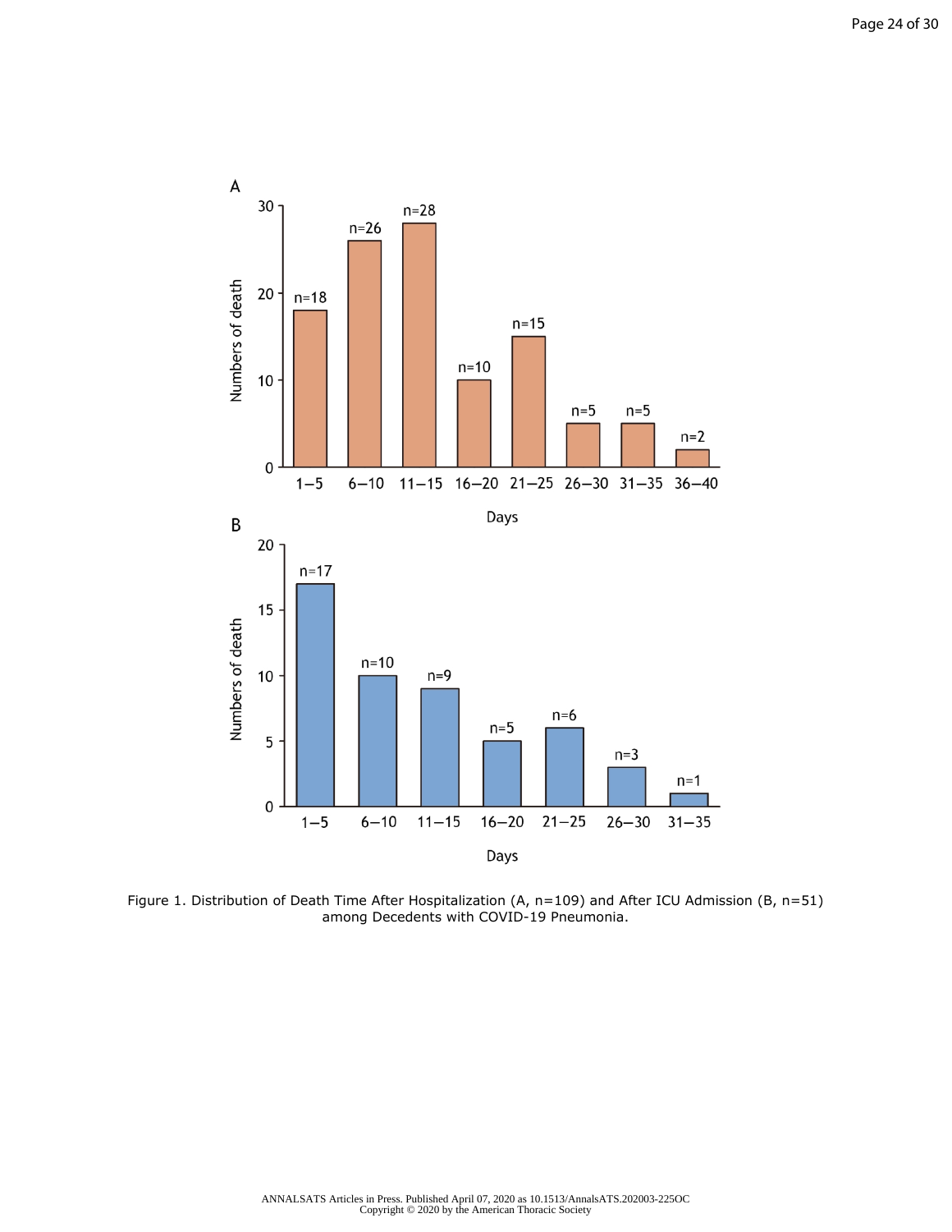Figure 1. Distribution of Death Time After Hospitalization (A, n=109) and After ICU Admission (B, n=51) among Decedents with COVID-19 Pneumonia.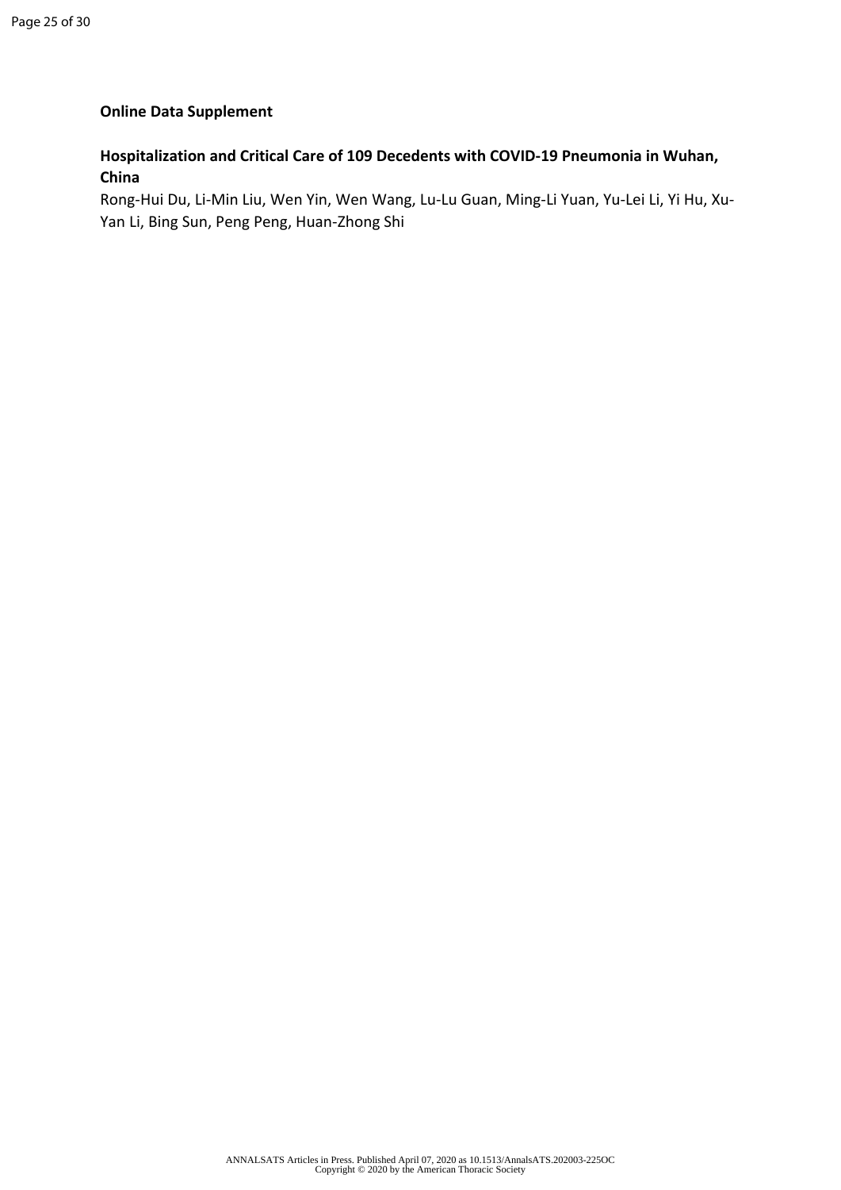**Online Data Supplement**

**Hospitalization and Critical Care of 109 Decedents with COVID-19 Pneumonia in Wuhan, China**

Rong-Hui Du, Li-Min Liu, Wen Yin, Wen Wang, Lu-Lu Guan, Ming-Li Yuan, Yu-Lei Li, Yi Hu, Xu-Yan Li, Bing Sun, Peng Peng, Huan-Zhong Shi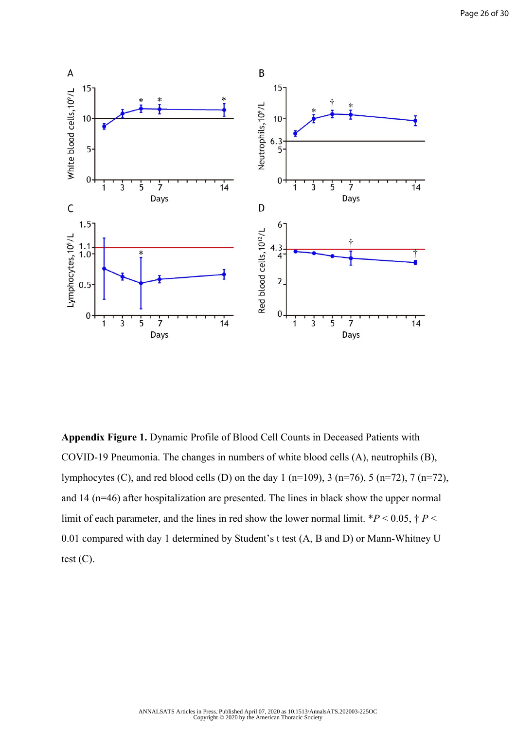**Appendix Figure 1.** Dynamic Profile of Blood Cell Counts in Deceased Patients with COVID-19 Pneumonia. The changes in numbers of white blood cells (A), neutrophils (B), lymphocytes (C), and red blood cells (D) on the day 1 (n=109), 3 (n=76), 5 (n=72), 7 (n=72), and 14 (n=46) after hospitalization are presented. The lines in black show the upper normal limit of each parameter, and the lines in red show the lower normal limit. \*$P < 0.05$, † $P < 0.01$ compared with day 1 determined by Student's t test (A, B and D) or Mann-Whitney U test (C).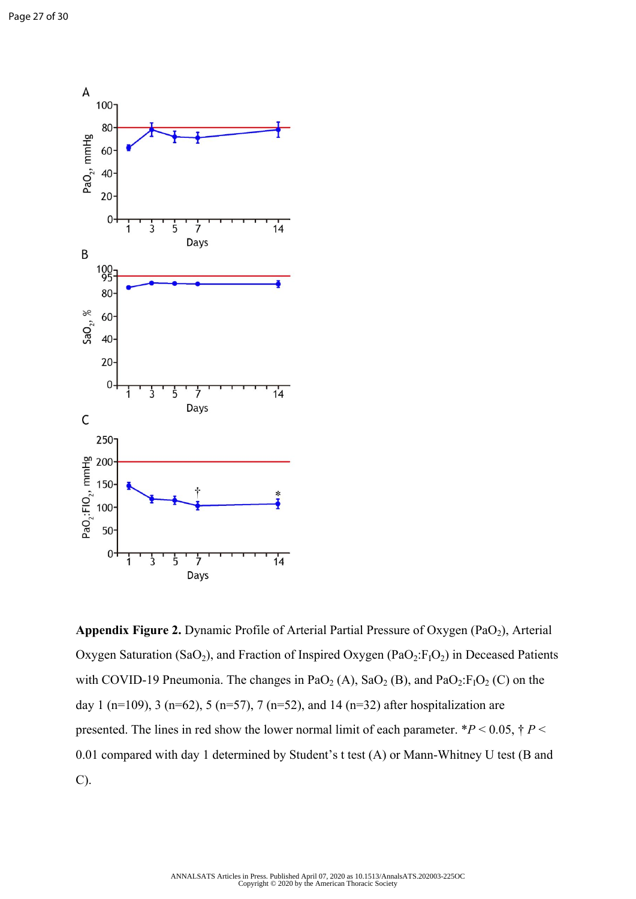**Appendix Figure 2.** Dynamic Profile of Arterial Partial Pressure of Oxygen ($PaO_2$), Arterial Oxygen Saturation ($SaO_2$), and Fraction of Inspired Oxygen ($PaO_2$:$F_IO_2$) in Deceased Patients with COVID-19 Pneumonia. The changes in $PaO_2$ (A), $SaO_2$ (B), and $PaO_2$:$F_IO_2$ (C) on the day 1 (n=109), 3 (n=62), 5 (n=57), 7 (n=52), and 14 (n=32) after hospitalization are presented. The lines in red show the lower normal limit of each parameter. *$P < 0.05$, † $P < 0.01$ compared with day 1 determined by Student's t test (A) or Mann-Whitney U test (B and C).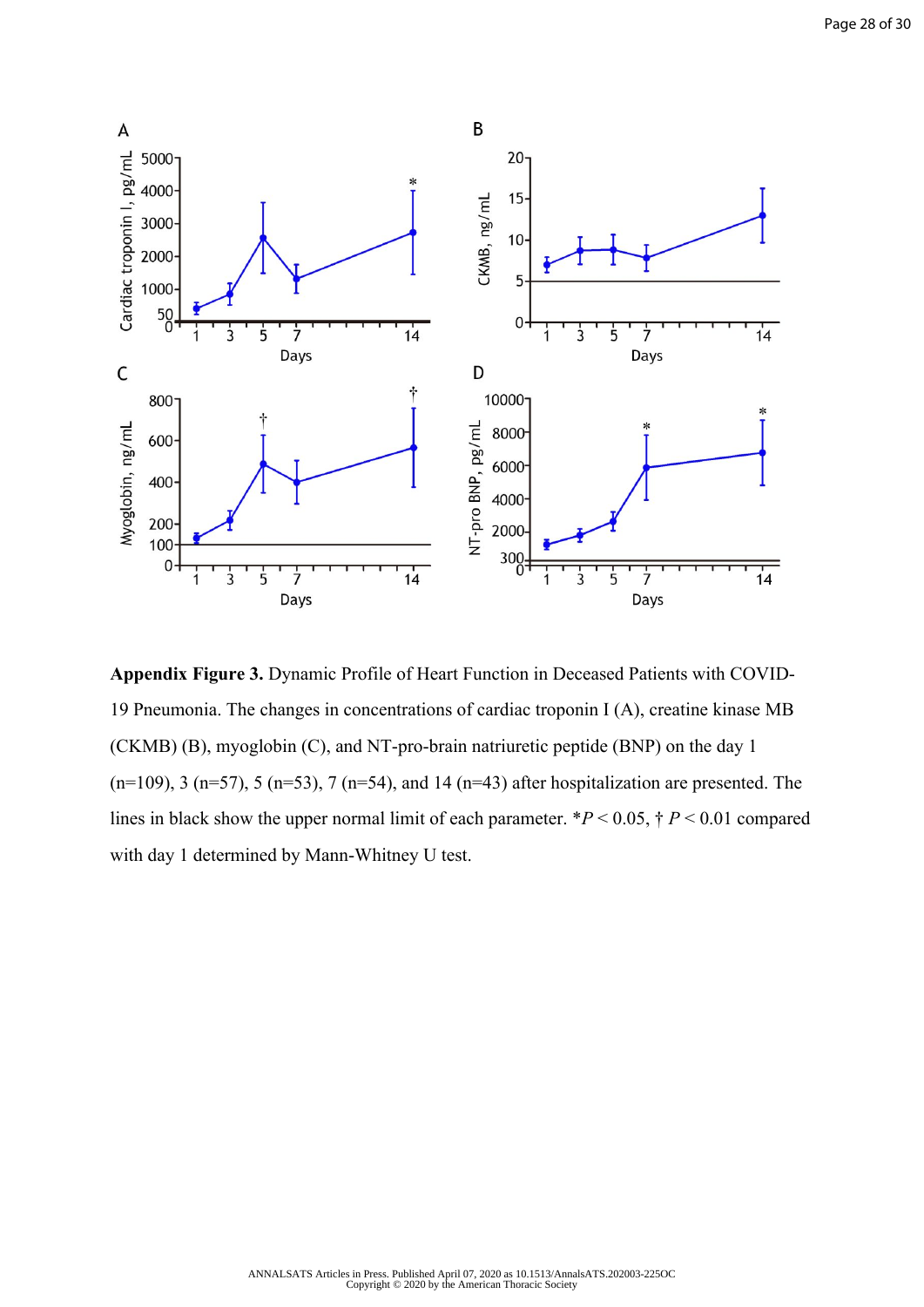**Appendix Figure 3.** Dynamic Profile of Heart Function in Deceased Patients with COVID-19 Pneumonia. The changes in concentrations of cardiac troponin I (A), creatine kinase MB (CKMB) (B), myoglobin (C), and NT-pro-brain natriuretic peptide (BNP) on the day 1 (n=109), 3 (n=57), 5 (n=53), 7 (n=54), and 14 (n=43) after hospitalization are presented. The lines in black show the upper normal limit of each parameter. \**P* < 0.05, † *P* < 0.01 compared with day 1 determined by Mann-Whitney U test.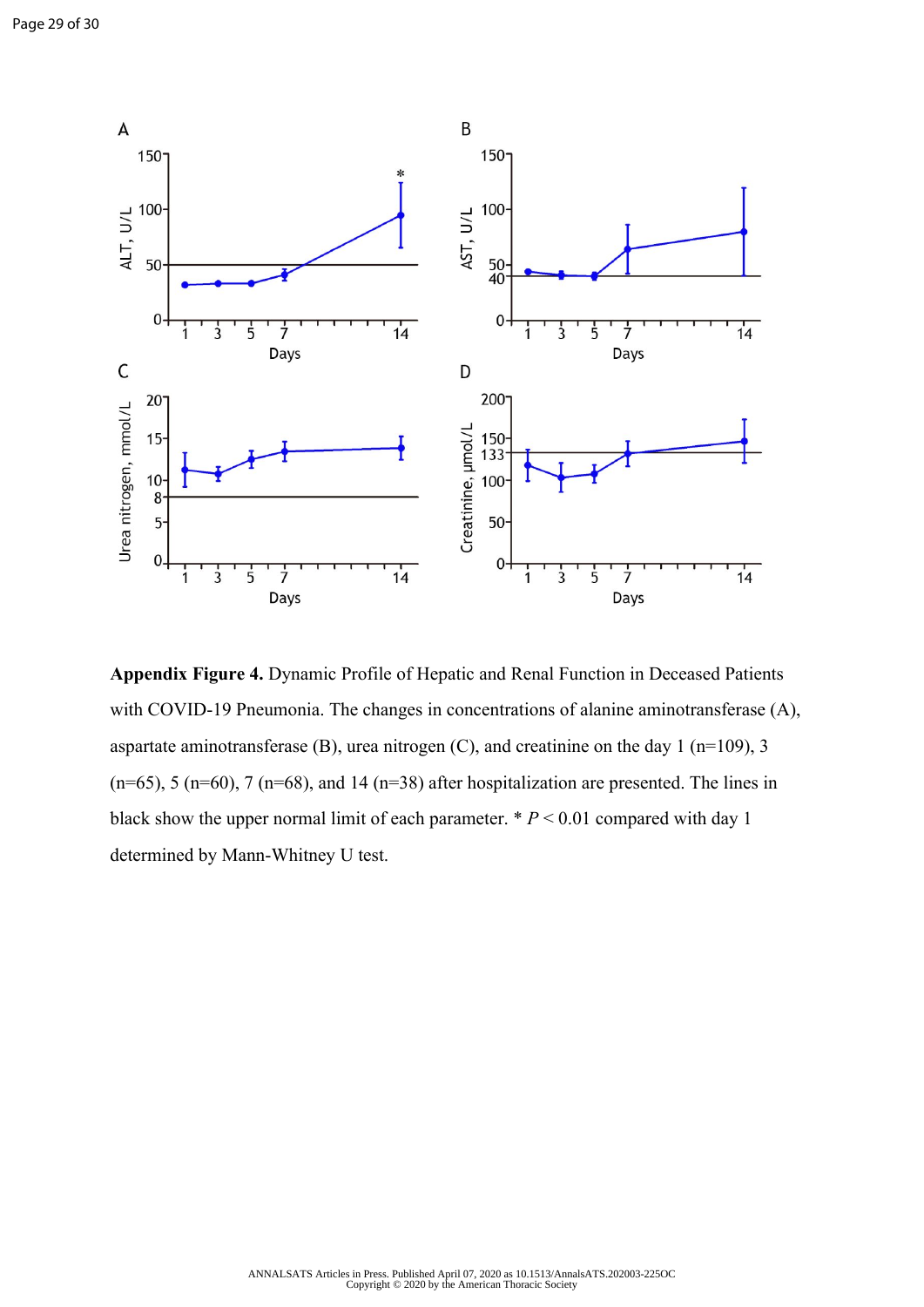**Appendix Figure 4.** Dynamic Profile of Hepatic and Renal Function in Deceased Patients with COVID-19 Pneumonia. The changes in concentrations of alanine aminotransferase (A), aspartate aminotransferase (B), urea nitrogen (C), and creatinine on the day 1 (n=109), 3 (n=65), 5 (n=60), 7 (n=68), and 14 (n=38) after hospitalization are presented. The lines in black show the upper normal limit of each parameter. * $P < 0.01$ compared with day 1 determined by Mann-Whitney U test.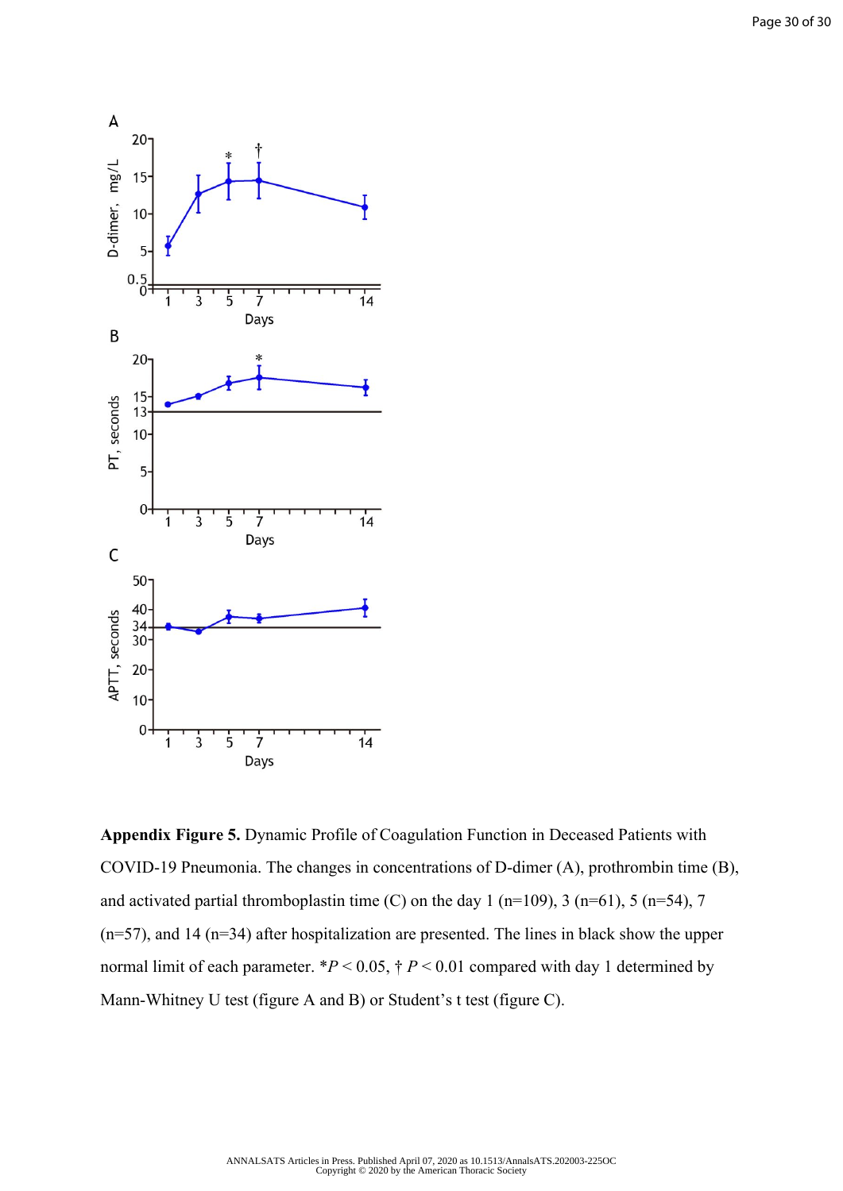A

D-dimer, mg/L

20
15
10
5
0.5
0

1 3 5 7 14

Days

*
†

B

PT, seconds

20
15
13
10
5
0

1 3 5 7 14

Days

*

C

APTT, seconds

50
40
34
30
20
10
0

1 3 5 7 14

Days

**Appendix Figure 5.** Dynamic Profile of Coagulation Function in Deceased Patients with COVID-19 Pneumonia. The changes in concentrations of D-dimer (A), prothrombin time (B), and activated partial thromboplastin time (C) on the day 1 (n=109), 3 (n=61), 5 (n=54), 7 (n=57), and 14 (n=34) after hospitalization are presented. The lines in black show the upper normal limit of each parameter. *$P < 0.05$, † $P < 0.01$ compared with day 1 determined by Mann-Whitney U test (figure A and B) or Student's t test (figure C).